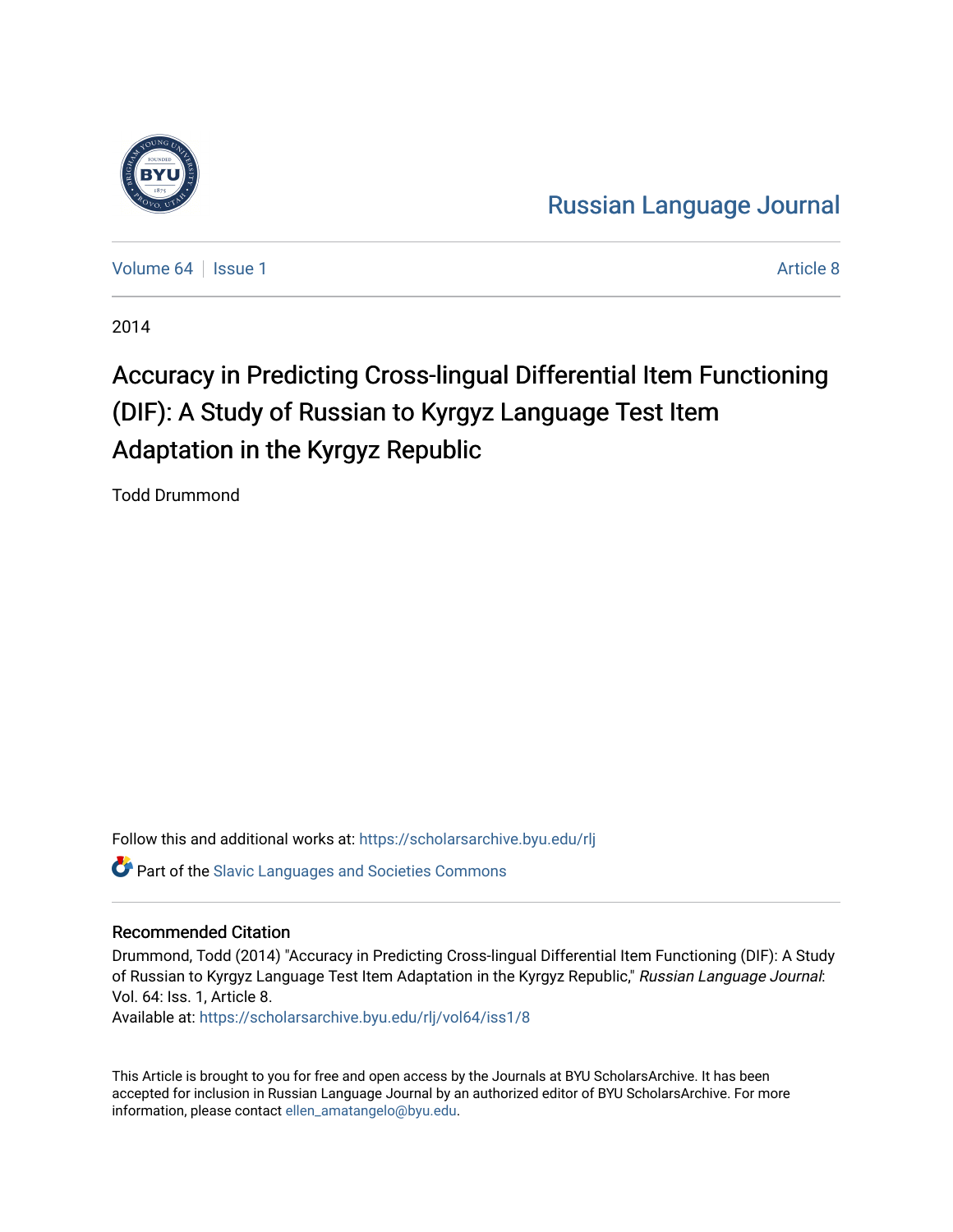Russian Language Journal

Volume 64 | Issue 1 | Article 8

2014

# Accuracy in Predicting Cross-lingual Differential Item Functioning (DIF): A Study of Russian to Kyrgyz Language Test Item Adaptation in the Kyrgyz Republic

Todd Drummond

Follow this and additional works at: https://scholarsarchive.byu.edu/rlj

Part of the Slavic Languages and Societies Commons

## Recommended Citation

Drummond, Todd (2014) "Accuracy in Predicting Cross-lingual Differential Item Functioning (DIF): A Study of Russian to Kyrgyz Language Test Item Adaptation in the Kyrgyz Republic," *Russian Language Journal*: Vol. 64: Iss. 1, Article 8.
Available at: https://scholarsarchive.byu.edu/rlj/vol64/iss1/8

This Article is brought to you for free and open access by the Journals at BYU ScholarsArchive. It has been accepted for inclusion in Russian Language Journal by an authorized editor of BYU ScholarsArchive. For more information, please contact ellen_amatangelo@byu.edu.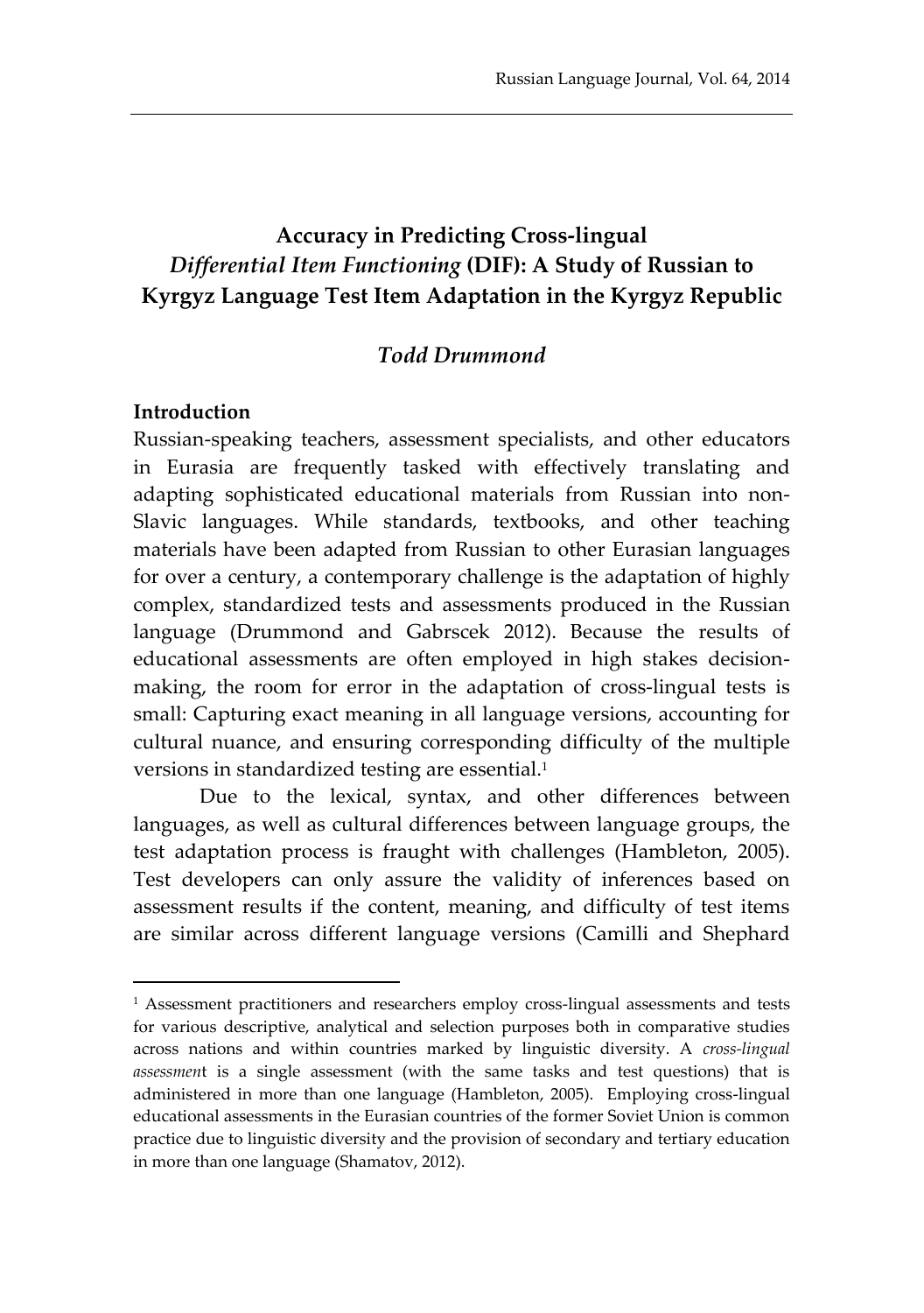# Accuracy in Predicting Cross-lingual *Differential Item Functioning* (DIF): A Study of Russian to Kyrgyz Language Test Item Adaptation in the Kyrgyz Republic

## *Todd Drummond*

### Introduction

Russian-speaking teachers, assessment specialists, and other educators in Eurasia are frequently tasked with effectively translating and adapting sophisticated educational materials from Russian into non-Slavic languages. While standards, textbooks, and other teaching materials have been adapted from Russian to other Eurasian languages for over a century, a contemporary challenge is the adaptation of highly complex, standardized tests and assessments produced in the Russian language (Drummond and Gabrscek 2012). Because the results of educational assessments are often employed in high stakes decision-making, the room for error in the adaptation of cross-lingual tests is small: Capturing exact meaning in all language versions, accounting for cultural nuance, and ensuring corresponding difficulty of the multiple versions in standardized testing are essential.[1]

Due to the lexical, syntax, and other differences between languages, as well as cultural differences between language groups, the test adaptation process is fraught with challenges (Hambleton, 2005). Test developers can only assure the validity of inferences based on assessment results if the content, meaning, and difficulty of test items are similar across different language versions (Camilli and Shephard

[1] Assessment practitioners and researchers employ cross-lingual assessments and tests for various descriptive, analytical and selection purposes both in comparative studies across nations and within countries marked by linguistic diversity. A *cross-lingual assessment* is a single assessment (with the same tasks and test questions) that is administered in more than one language (Hambleton, 2005). Employing cross-lingual educational assessments in the Eurasian countries of the former Soviet Union is common practice due to linguistic diversity and the provision of secondary and tertiary education in more than one language (Shamatov, 2012).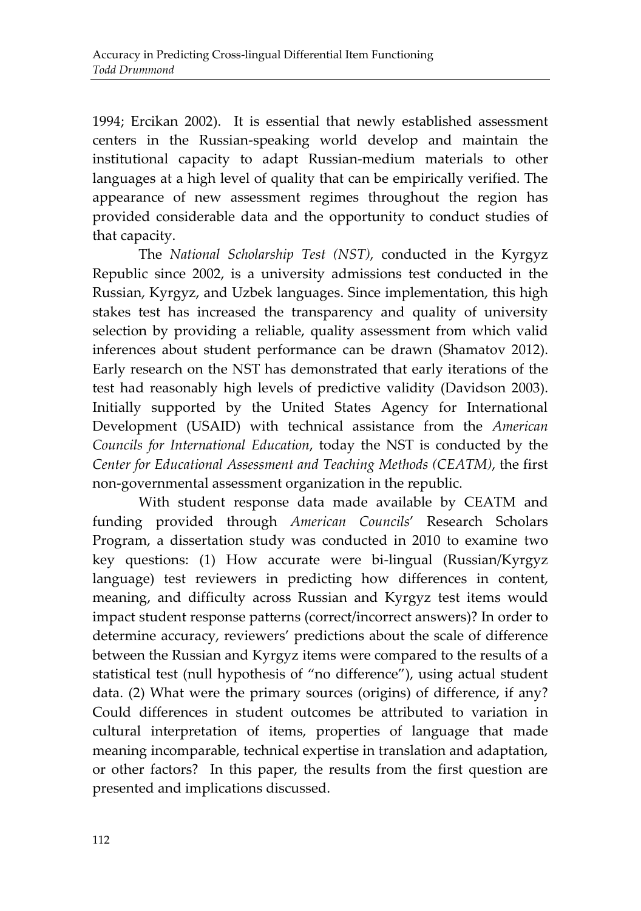1994; Ercikan 2002). It is essential that newly established assessment centers in the Russian-speaking world develop and maintain the institutional capacity to adapt Russian-medium materials to other languages at a high level of quality that can be empirically verified. The appearance of new assessment regimes throughout the region has provided considerable data and the opportunity to conduct studies of that capacity.

The *National Scholarship Test (NST)*, conducted in the Kyrgyz Republic since 2002, is a university admissions test conducted in the Russian, Kyrgyz, and Uzbek languages. Since implementation, this high stakes test has increased the transparency and quality of university selection by providing a reliable, quality assessment from which valid inferences about student performance can be drawn (Shamatov 2012). Early research on the NST has demonstrated that early iterations of the test had reasonably high levels of predictive validity (Davidson 2003). Initially supported by the United States Agency for International Development (USAID) with technical assistance from the *American Councils for International Education*, today the NST is conducted by the *Center for Educational Assessment and Teaching Methods (CEATM)*, the first non-governmental assessment organization in the republic.

With student response data made available by CEATM and funding provided through *American Councils*' Research Scholars Program, a dissertation study was conducted in 2010 to examine two key questions: (1) How accurate were bi-lingual (Russian/Kyrgyz language) test reviewers in predicting how differences in content, meaning, and difficulty across Russian and Kyrgyz test items would impact student response patterns (correct/incorrect answers)? In order to determine accuracy, reviewers' predictions about the scale of difference between the Russian and Kyrgyz items were compared to the results of a statistical test (null hypothesis of "no difference"), using actual student data. (2) What were the primary sources (origins) of difference, if any? Could differences in student outcomes be attributed to variation in cultural interpretation of items, properties of language that made meaning incomparable, technical expertise in translation and adaptation, or other factors? In this paper, the results from the first question are presented and implications discussed.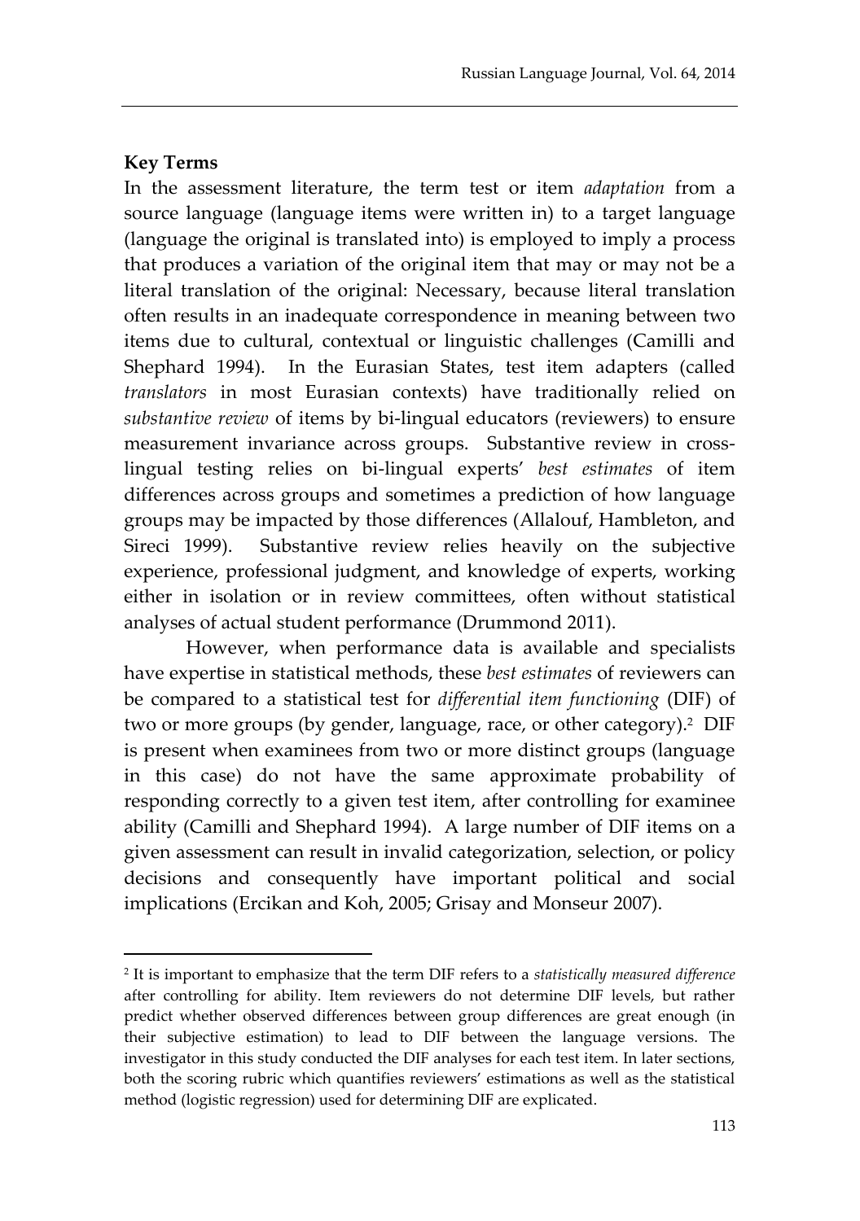**Key Terms**

In the assessment literature, the term test or item *adaptation* from a source language (language items were written in) to a target language (language the original is translated into) is employed to imply a process that produces a variation of the original item that may or may not be a literal translation of the original: Necessary, because literal translation often results in an inadequate correspondence in meaning between two items due to cultural, contextual or linguistic challenges (Camilli and Shephard 1994). In the Eurasian States, test item adapters (called *translators* in most Eurasian contexts) have traditionally relied on *substantive review* of items by bi-lingual educators (reviewers) to ensure measurement invariance across groups. Substantive review in cross-lingual testing relies on bi-lingual experts' *best estimates* of item differences across groups and sometimes a prediction of how language groups may be impacted by those differences (Allalouf, Hambleton, and Sireci 1999). Substantive review relies heavily on the subjective experience, professional judgment, and knowledge of experts, working either in isolation or in review committees, often without statistical analyses of actual student performance (Drummond 2011).

However, when performance data is available and specialists have expertise in statistical methods, these *best estimates* of reviewers can be compared to a statistical test for *differential item functioning* (DIF) of two or more groups (by gender, language, race, or other category).[2] DIF is present when examinees from two or more distinct groups (language in this case) do not have the same approximate probability of responding correctly to a given test item, after controlling for examinee ability (Camilli and Shephard 1994). A large number of DIF items on a given assessment can result in invalid categorization, selection, or policy decisions and consequently have important political and social implications (Ercikan and Koh, 2005; Grisay and Monseur 2007).

---

[2] It is important to emphasize that the term DIF refers to a *statistically measured difference* after controlling for ability. Item reviewers do not determine DIF levels, but rather predict whether observed differences between group differences are great enough (in their subjective estimation) to lead to DIF between the language versions. The investigator in this study conducted the DIF analyses for each test item. In later sections, both the scoring rubric which quantifies reviewers' estimations as well as the statistical method (logistic regression) used for determining DIF are explicated.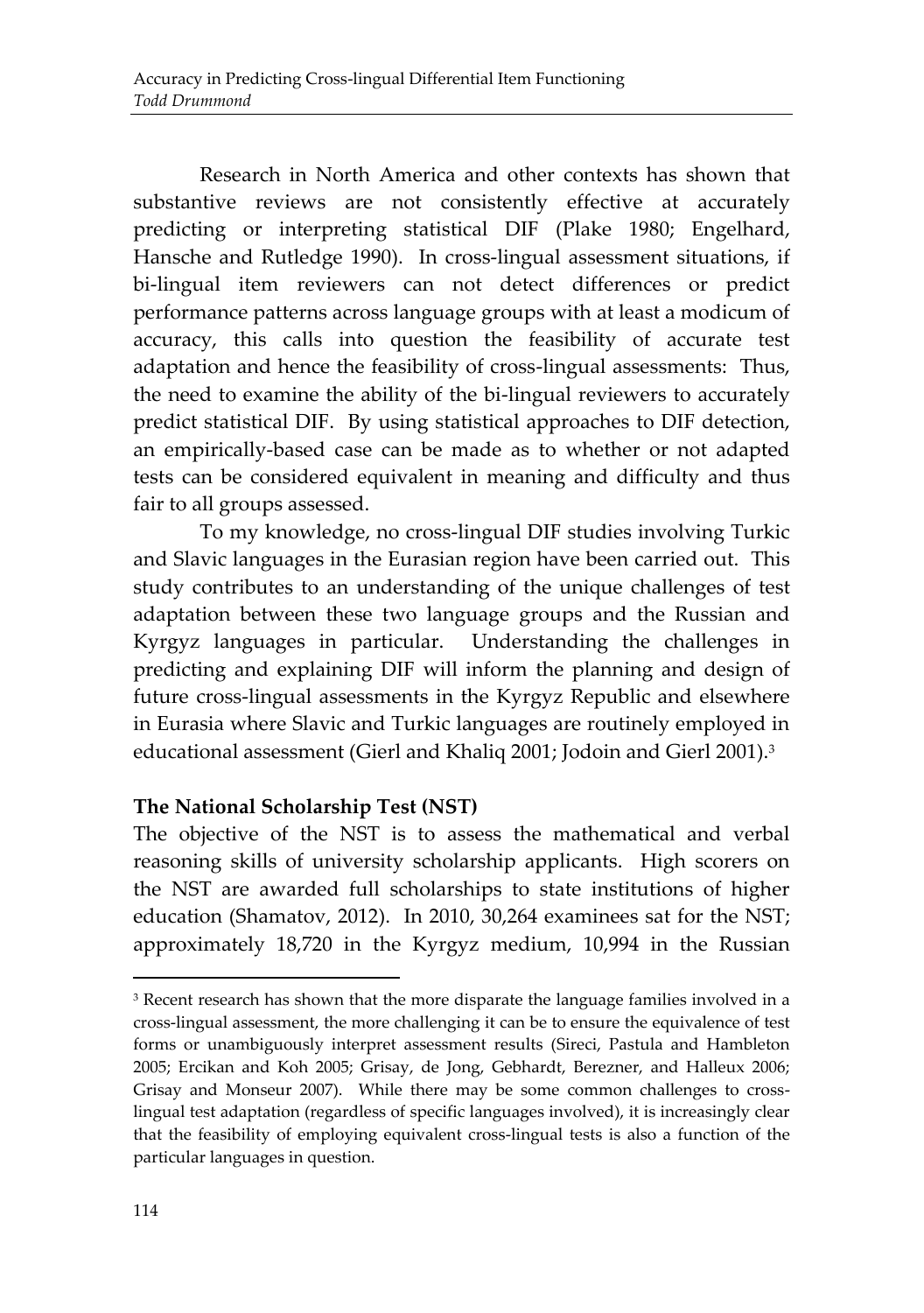Research in North America and other contexts has shown that substantive reviews are not consistently effective at accurately predicting or interpreting statistical DIF (Plake 1980; Engelhard, Hansche and Rutledge 1990). In cross-lingual assessment situations, if bi-lingual item reviewers can not detect differences or predict performance patterns across language groups with at least a modicum of accuracy, this calls into question the feasibility of accurate test adaptation and hence the feasibility of cross-lingual assessments: Thus, the need to examine the ability of the bi-lingual reviewers to accurately predict statistical DIF. By using statistical approaches to DIF detection, an empirically-based case can be made as to whether or not adapted tests can be considered equivalent in meaning and difficulty and thus fair to all groups assessed.

To my knowledge, no cross-lingual DIF studies involving Turkic and Slavic languages in the Eurasian region have been carried out. This study contributes to an understanding of the unique challenges of test adaptation between these two language groups and the Russian and Kyrgyz languages in particular. Understanding the challenges in predicting and explaining DIF will inform the planning and design of future cross-lingual assessments in the Kyrgyz Republic and elsewhere in Eurasia where Slavic and Turkic languages are routinely employed in educational assessment (Gierl and Khaliq 2001; Jodoin and Gierl 2001).[3]

## The National Scholarship Test (NST)

The objective of the NST is to assess the mathematical and verbal reasoning skills of university scholarship applicants. High scorers on the NST are awarded full scholarships to state institutions of higher education (Shamatov, 2012). In 2010, 30,264 examinees sat for the NST; approximately 18,720 in the Kyrgyz medium, 10,994 in the Russian

[3] Recent research has shown that the more disparate the language families involved in a cross-lingual assessment, the more challenging it can be to ensure the equivalence of test forms or unambiguously interpret assessment results (Sireci, Pastula and Hambleton 2005; Ercikan and Koh 2005; Grisay, de Jong, Gebhardt, Berezner, and Halleux 2006; Grisay and Monseur 2007). While there may be some common challenges to cross-lingual test adaptation (regardless of specific languages involved), it is increasingly clear that the feasibility of employing equivalent cross-lingual tests is also a function of the particular languages in question.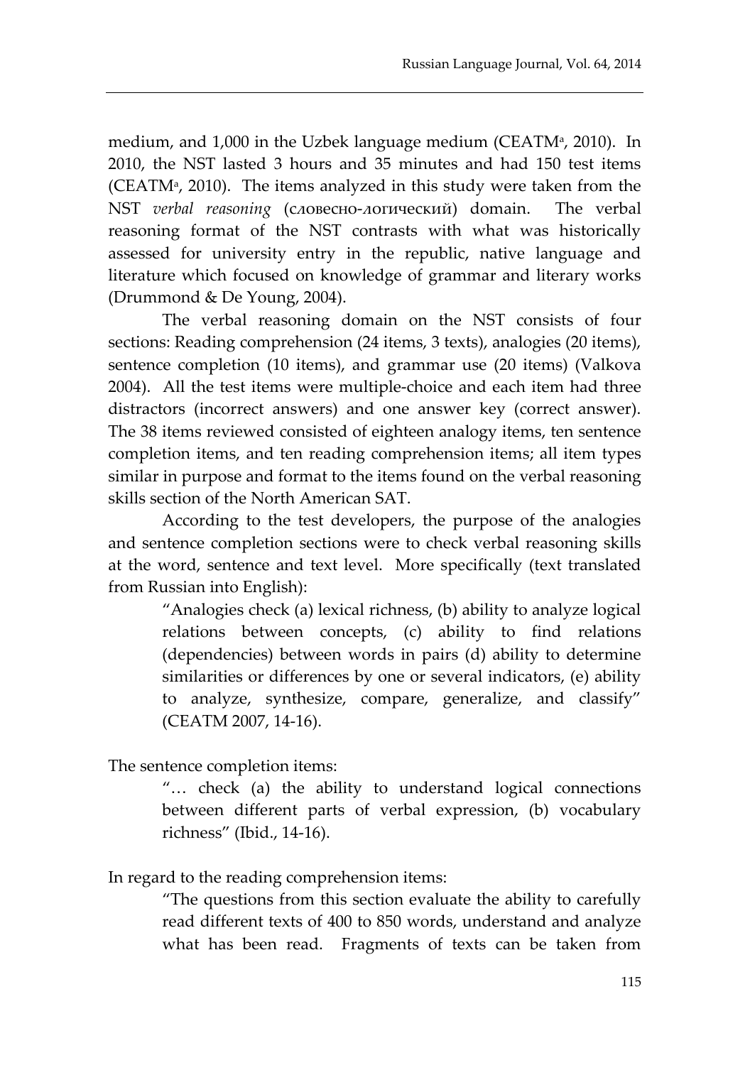medium, and 1,000 in the Uzbek language medium (CEATM[a], 2010). In 2010, the NST lasted 3 hours and 35 minutes and had 150 test items (CEATM[a], 2010). The items analyzed in this study were taken from the NST *verbal reasoning* (словесно-логический) domain. The verbal reasoning format of the NST contrasts with what was historically assessed for university entry in the republic, native language and literature which focused on knowledge of grammar and literary works (Drummond & De Young, 2004).

The verbal reasoning domain on the NST consists of four sections: Reading comprehension (24 items, 3 texts), analogies (20 items), sentence completion (10 items), and grammar use (20 items) (Valkova 2004). All the test items were multiple-choice and each item had three distractors (incorrect answers) and one answer key (correct answer). The 38 items reviewed consisted of eighteen analogy items, ten sentence completion items, and ten reading comprehension items; all item types similar in purpose and format to the items found on the verbal reasoning skills section of the North American SAT.

According to the test developers, the purpose of the analogies and sentence completion sections were to check verbal reasoning skills at the word, sentence and text level. More specifically (text translated from Russian into English):

> "Analogies check (a) lexical richness, (b) ability to analyze logical relations between concepts, (c) ability to find relations (dependencies) between words in pairs (d) ability to determine similarities or differences by one or several indicators, (e) ability to analyze, synthesize, compare, generalize, and classify" (CEATM 2007, 14-16).

The sentence completion items:

> "… check (a) the ability to understand logical connections between different parts of verbal expression, (b) vocabulary richness" (Ibid., 14-16).

In regard to the reading comprehension items:

> "The questions from this section evaluate the ability to carefully read different texts of 400 to 850 words, understand and analyze what has been read. Fragments of texts can be taken from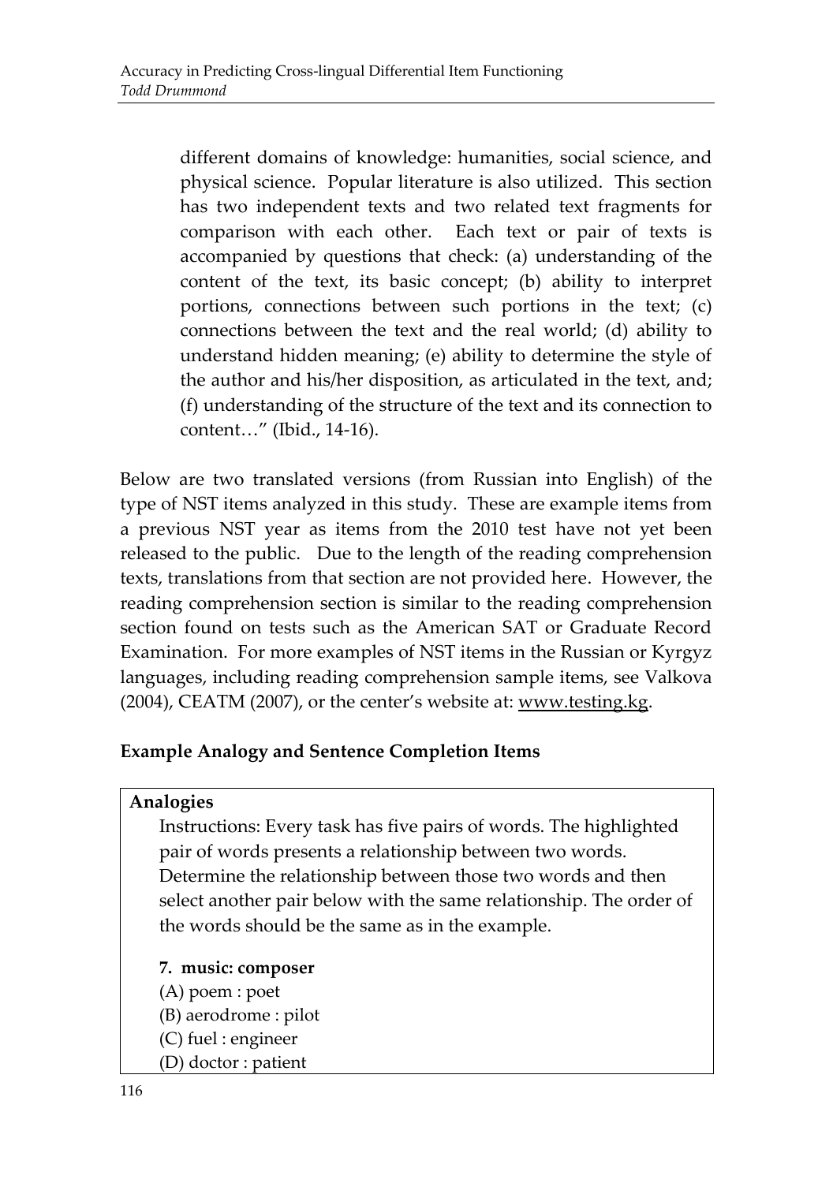> different domains of knowledge: humanities, social science, and physical science. Popular literature is also utilized. This section has two independent texts and two related text fragments for comparison with each other. Each text or pair of texts is accompanied by questions that check: (a) understanding of the content of the text, its basic concept; (b) ability to interpret portions, connections between such portions in the text; (c) connections between the text and the real world; (d) ability to understand hidden meaning; (e) ability to determine the style of the author and his/her disposition, as articulated in the text, and; (f) understanding of the structure of the text and its connection to content…" (Ibid., 14-16).

Below are two translated versions (from Russian into English) of the type of NST items analyzed in this study. These are example items from a previous NST year as items from the 2010 test have not yet been released to the public. Due to the length of the reading comprehension texts, translations from that section are not provided here. However, the reading comprehension section is similar to the reading comprehension section found on tests such as the American SAT or Graduate Record Examination. For more examples of NST items in the Russian or Kyrgyz languages, including reading comprehension sample items, see Valkova (2004), CEATM (2007), or the center's website at: www.testing.kg.

**Example Analogy and Sentence Completion Items**

**Analogies**

Instructions: Every task has five pairs of words. The highlighted pair of words presents a relationship between two words. Determine the relationship between those two words and then select another pair below with the same relationship. The order of the words should be the same as in the example.

**7. music: composer**

(A) poem : poet
(B) aerodrome : pilot
(C) fuel : engineer
(D) doctor : patient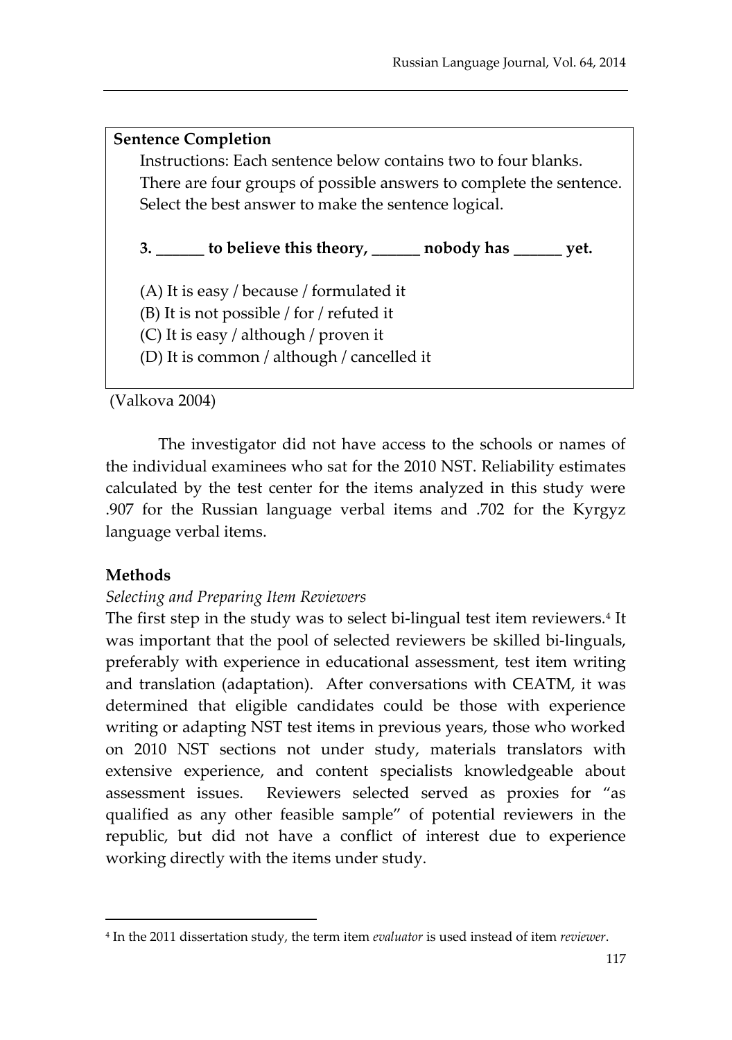**Sentence Completion**

Instructions: Each sentence below contains two to four blanks. There are four groups of possible answers to complete the sentence. Select the best answer to make the sentence logical.

**3. ______ to believe this theory, ______ nobody has ______ yet.**

(A) It is easy / because / formulated it
(B) It is not possible / for / refuted it
(C) It is easy / although / proven it
(D) It is common / although / cancelled it

(Valkova 2004)

The investigator did not have access to the schools or names of the individual examinees who sat for the 2010 NST. Reliability estimates calculated by the test center for the items analyzed in this study were .907 for the Russian language verbal items and .702 for the Kyrgyz language verbal items.

## Methods

### *Selecting and Preparing Item Reviewers*

The first step in the study was to select bi-lingual test item reviewers.[4] It was important that the pool of selected reviewers be skilled bi-linguals, preferably with experience in educational assessment, test item writing and translation (adaptation). After conversations with CEATM, it was determined that eligible candidates could be those with experience writing or adapting NST test items in previous years, those who worked on 2010 NST sections not under study, materials translators with extensive experience, and content specialists knowledgeable about assessment issues. Reviewers selected served as proxies for "as qualified as any other feasible sample" of potential reviewers in the republic, but did not have a conflict of interest due to experience working directly with the items under study.

---

[4] In the 2011 dissertation study, the term item *evaluator* is used instead of item *reviewer*.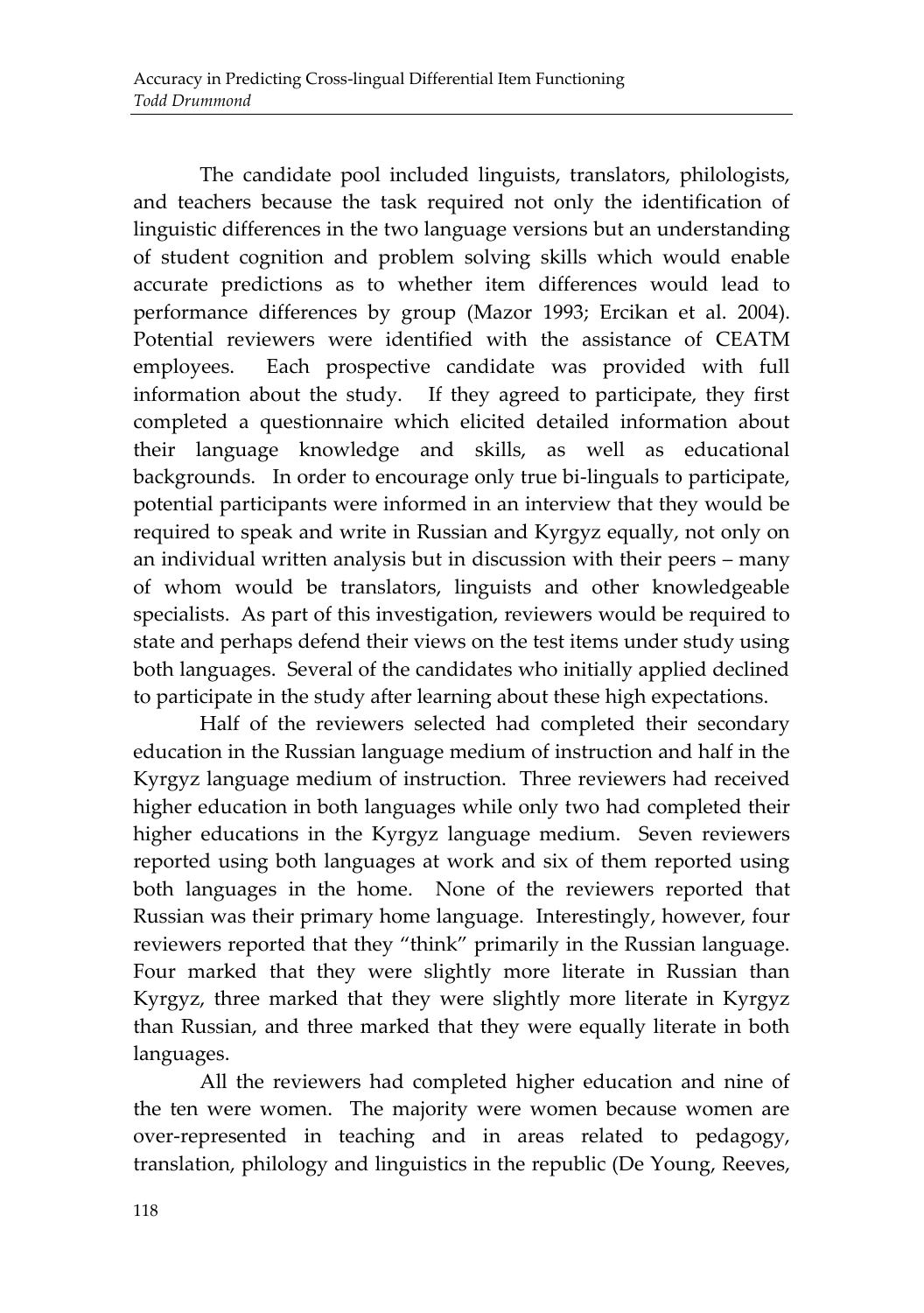The candidate pool included linguists, translators, philologists, and teachers because the task required not only the identification of linguistic differences in the two language versions but an understanding of student cognition and problem solving skills which would enable accurate predictions as to whether item differences would lead to performance differences by group (Mazor 1993; Ercikan et al. 2004). Potential reviewers were identified with the assistance of CEATM employees. Each prospective candidate was provided with full information about the study. If they agreed to participate, they first completed a questionnaire which elicited detailed information about their language knowledge and skills, as well as educational backgrounds. In order to encourage only true bi-linguals to participate, potential participants were informed in an interview that they would be required to speak and write in Russian and Kyrgyz equally, not only on an individual written analysis but in discussion with their peers – many of whom would be translators, linguists and other knowledgeable specialists. As part of this investigation, reviewers would be required to state and perhaps defend their views on the test items under study using both languages. Several of the candidates who initially applied declined to participate in the study after learning about these high expectations.

Half of the reviewers selected had completed their secondary education in the Russian language medium of instruction and half in the Kyrgyz language medium of instruction. Three reviewers had received higher education in both languages while only two had completed their higher educations in the Kyrgyz language medium. Seven reviewers reported using both languages at work and six of them reported using both languages in the home. None of the reviewers reported that Russian was their primary home language. Interestingly, however, four reviewers reported that they "think" primarily in the Russian language. Four marked that they were slightly more literate in Russian than Kyrgyz, three marked that they were slightly more literate in Kyrgyz than Russian, and three marked that they were equally literate in both languages.

All the reviewers had completed higher education and nine of the ten were women. The majority were women because women are over-represented in teaching and in areas related to pedagogy, translation, philology and linguistics in the republic (De Young, Reeves,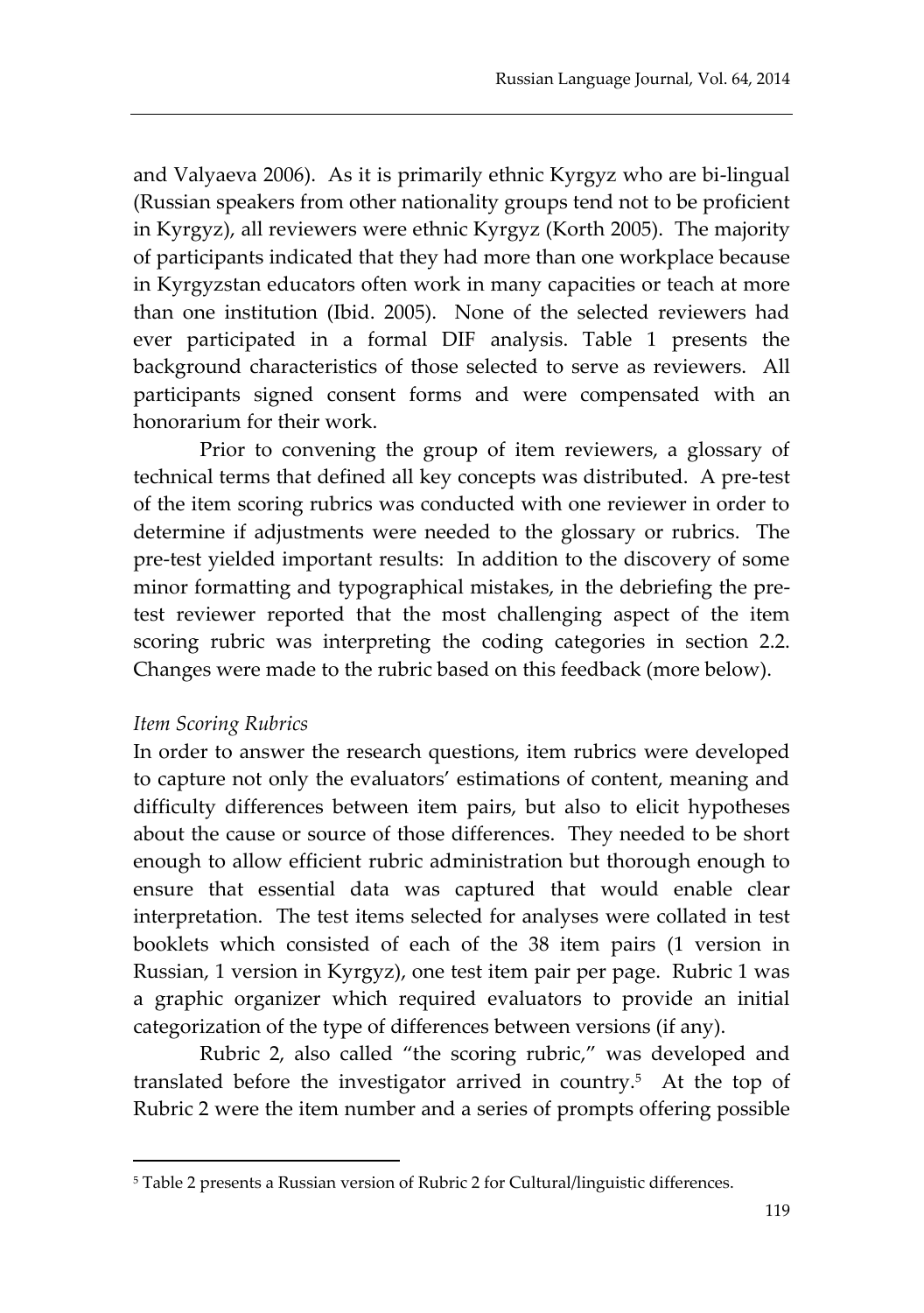and Valyaeva 2006). As it is primarily ethnic Kyrgyz who are bi-lingual (Russian speakers from other nationality groups tend not to be proficient in Kyrgyz), all reviewers were ethnic Kyrgyz (Korth 2005). The majority of participants indicated that they had more than one workplace because in Kyrgyzstan educators often work in many capacities or teach at more than one institution (Ibid. 2005). None of the selected reviewers had ever participated in a formal DIF analysis. Table 1 presents the background characteristics of those selected to serve as reviewers. All participants signed consent forms and were compensated with an honorarium for their work.

Prior to convening the group of item reviewers, a glossary of technical terms that defined all key concepts was distributed. A pre-test of the item scoring rubrics was conducted with one reviewer in order to determine if adjustments were needed to the glossary or rubrics. The pre-test yielded important results: In addition to the discovery of some minor formatting and typographical mistakes, in the debriefing the pre-test reviewer reported that the most challenging aspect of the item scoring rubric was interpreting the coding categories in section 2.2. Changes were made to the rubric based on this feedback (more below).

*Item Scoring Rubrics*

In order to answer the research questions, item rubrics were developed to capture not only the evaluators' estimations of content, meaning and difficulty differences between item pairs, but also to elicit hypotheses about the cause or source of those differences. They needed to be short enough to allow efficient rubric administration but thorough enough to ensure that essential data was captured that would enable clear interpretation. The test items selected for analyses were collated in test booklets which consisted of each of the 38 item pairs (1 version in Russian, 1 version in Kyrgyz), one test item pair per page. Rubric 1 was a graphic organizer which required evaluators to provide an initial categorization of the type of differences between versions (if any).

Rubric 2, also called "the scoring rubric," was developed and translated before the investigator arrived in country.[5] At the top of Rubric 2 were the item number and a series of prompts offering possible

[5] Table 2 presents a Russian version of Rubric 2 for Cultural/linguistic differences.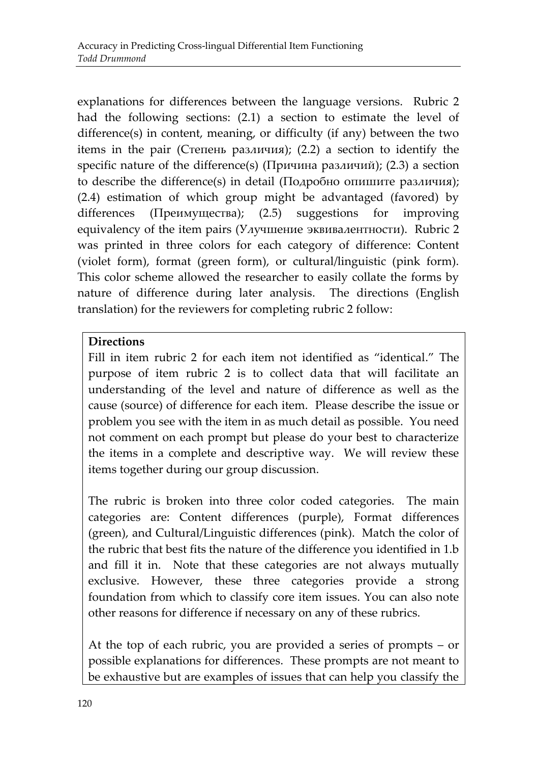explanations for differences between the language versions. Rubric 2 had the following sections: (2.1) a section to estimate the level of difference(s) in content, meaning, or difficulty (if any) between the two items in the pair (Степень различия); (2.2) a section to identify the specific nature of the difference(s) (Причина различий); (2.3) a section to describe the difference(s) in detail (Подробно опишите различия); (2.4) estimation of which group might be advantaged (favored) by differences (Преимущества); (2.5) suggestions for improving equivalency of the item pairs (Улучшение эквивалентности). Rubric 2 was printed in three colors for each category of difference: Content (violet form), format (green form), or cultural/linguistic (pink form). This color scheme allowed the researcher to easily collate the forms by nature of difference during later analysis. The directions (English translation) for the reviewers for completing rubric 2 follow:

> **Directions**
>
> Fill in item rubric 2 for each item not identified as "identical." The purpose of item rubric 2 is to collect data that will facilitate an understanding of the level and nature of difference as well as the cause (source) of difference for each item. Please describe the issue or problem you see with the item in as much detail as possible. You need not comment on each prompt but please do your best to characterize the items in a complete and descriptive way. We will review these items together during our group discussion.
>
> The rubric is broken into three color coded categories. The main categories are: Content differences (purple), Format differences (green), and Cultural/Linguistic differences (pink). Match the color of the rubric that best fits the nature of the difference you identified in 1.b and fill it in. Note that these categories are not always mutually exclusive. However, these three categories provide a strong foundation from which to classify core item issues. You can also note other reasons for difference if necessary on any of these rubrics.
>
> At the top of each rubric, you are provided a series of prompts – or possible explanations for differences. These prompts are not meant to be exhaustive but are examples of issues that can help you classify the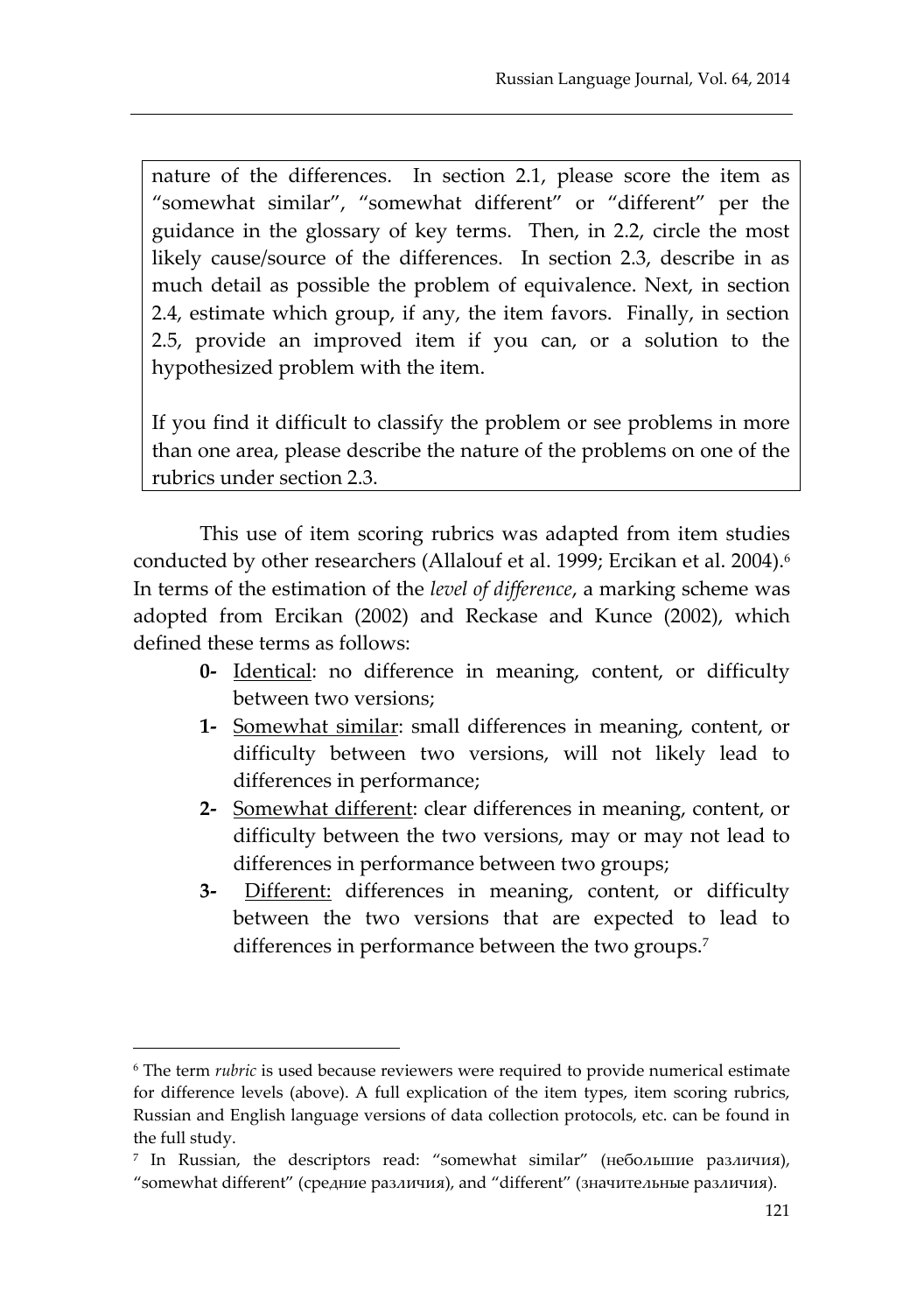nature of the differences. In section 2.1, please score the item as "somewhat similar", "somewhat different" or "different" per the guidance in the glossary of key terms. Then, in 2.2, circle the most likely cause/source of the differences. In section 2.3, describe in as much detail as possible the problem of equivalence. Next, in section 2.4, estimate which group, if any, the item favors. Finally, in section 2.5, provide an improved item if you can, or a solution to the hypothesized problem with the item.

If you find it difficult to classify the problem or see problems in more than one area, please describe the nature of the problems on one of the rubrics under section 2.3.

This use of item scoring rubrics was adapted from item studies conducted by other researchers (Allalouf et al. 1999; Ercikan et al. 2004).[6] In terms of the estimation of the *level of difference*, a marking scheme was adopted from Ercikan (2002) and Reckase and Kunce (2002), which defined these terms as follows:

- **0-** Identical: no difference in meaning, content, or difficulty between two versions;
- **1-** Somewhat similar: small differences in meaning, content, or difficulty between two versions, will not likely lead to differences in performance;
- **2-** Somewhat different: clear differences in meaning, content, or difficulty between the two versions, may or may not lead to differences in performance between two groups;
- **3-** Different: differences in meaning, content, or difficulty between the two versions that are expected to lead to differences in performance between the two groups.[7]

---

[6] The term *rubric* is used because reviewers were required to provide numerical estimate for difference levels (above). A full explication of the item types, item scoring rubrics, Russian and English language versions of data collection protocols, etc. can be found in the full study.

[7] In Russian, the descriptors read: "somewhat similar" (небольшие различия), "somewhat different" (средние различия), and "different" (значительные различия).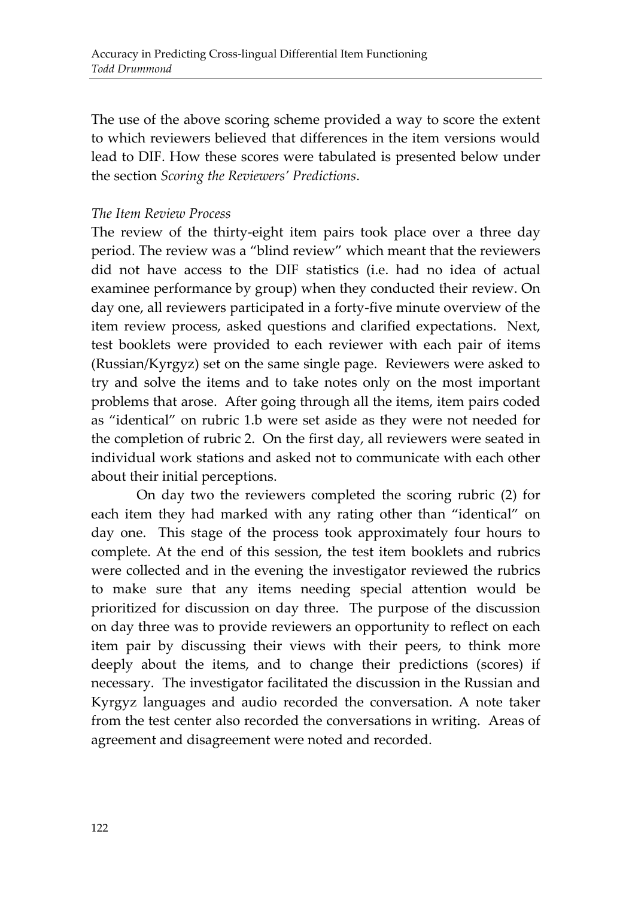The use of the above scoring scheme provided a way to score the extent to which reviewers believed that differences in the item versions would lead to DIF. How these scores were tabulated is presented below under the section *Scoring the Reviewers' Predictions*.

*The Item Review Process*

The review of the thirty-eight item pairs took place over a three day period. The review was a "blind review" which meant that the reviewers did not have access to the DIF statistics (i.e. had no idea of actual examinee performance by group) when they conducted their review. On day one, all reviewers participated in a forty-five minute overview of the item review process, asked questions and clarified expectations. Next, test booklets were provided to each reviewer with each pair of items (Russian/Kyrgyz) set on the same single page. Reviewers were asked to try and solve the items and to take notes only on the most important problems that arose. After going through all the items, item pairs coded as "identical" on rubric 1.b were set aside as they were not needed for the completion of rubric 2. On the first day, all reviewers were seated in individual work stations and asked not to communicate with each other about their initial perceptions.

On day two the reviewers completed the scoring rubric (2) for each item they had marked with any rating other than "identical" on day one. This stage of the process took approximately four hours to complete. At the end of this session, the test item booklets and rubrics were collected and in the evening the investigator reviewed the rubrics to make sure that any items needing special attention would be prioritized for discussion on day three. The purpose of the discussion on day three was to provide reviewers an opportunity to reflect on each item pair by discussing their views with their peers, to think more deeply about the items, and to change their predictions (scores) if necessary. The investigator facilitated the discussion in the Russian and Kyrgyz languages and audio recorded the conversation. A note taker from the test center also recorded the conversations in writing. Areas of agreement and disagreement were noted and recorded.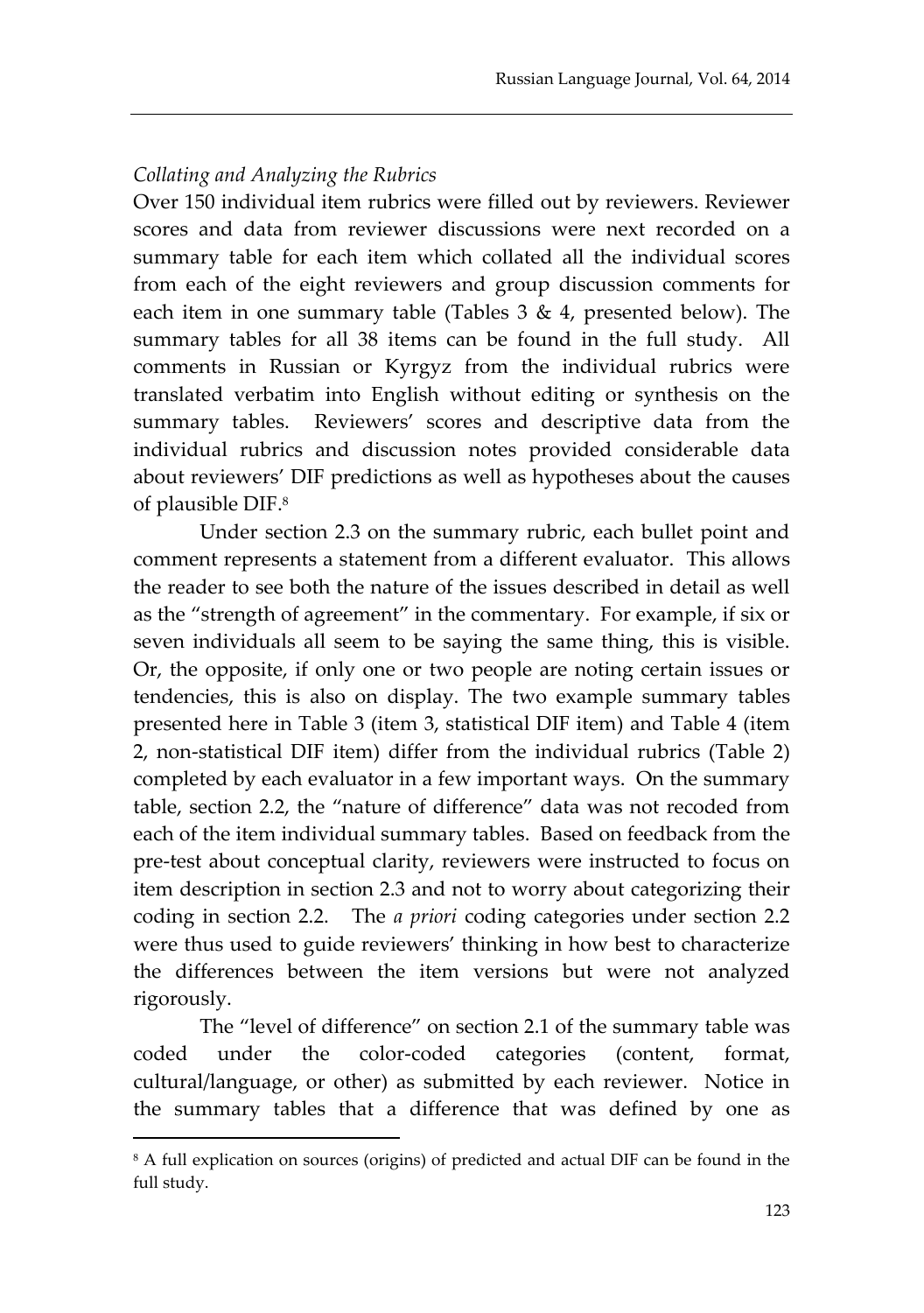*Collating and Analyzing the Rubrics*

Over 150 individual item rubrics were filled out by reviewers. Reviewer scores and data from reviewer discussions were next recorded on a summary table for each item which collated all the individual scores from each of the eight reviewers and group discussion comments for each item in one summary table (Tables 3 & 4, presented below). The summary tables for all 38 items can be found in the full study. All comments in Russian or Kyrgyz from the individual rubrics were translated verbatim into English without editing or synthesis on the summary tables. Reviewers' scores and descriptive data from the individual rubrics and discussion notes provided considerable data about reviewers' DIF predictions as well as hypotheses about the causes of plausible DIF.[8]

Under section 2.3 on the summary rubric, each bullet point and comment represents a statement from a different evaluator. This allows the reader to see both the nature of the issues described in detail as well as the "strength of agreement" in the commentary. For example, if six or seven individuals all seem to be saying the same thing, this is visible. Or, the opposite, if only one or two people are noting certain issues or tendencies, this is also on display. The two example summary tables presented here in Table 3 (item 3, statistical DIF item) and Table 4 (item 2, non-statistical DIF item) differ from the individual rubrics (Table 2) completed by each evaluator in a few important ways. On the summary table, section 2.2, the "nature of difference" data was not recoded from each of the item individual summary tables. Based on feedback from the pre-test about conceptual clarity, reviewers were instructed to focus on item description in section 2.3 and not to worry about categorizing their coding in section 2.2. The *a priori* coding categories under section 2.2 were thus used to guide reviewers' thinking in how best to characterize the differences between the item versions but were not analyzed rigorously.

The "level of difference" on section 2.1 of the summary table was coded under the color-coded categories (content, format, cultural/language, or other) as submitted by each reviewer. Notice in the summary tables that a difference that was defined by one as

---

[8] A full explication on sources (origins) of predicted and actual DIF can be found in the full study.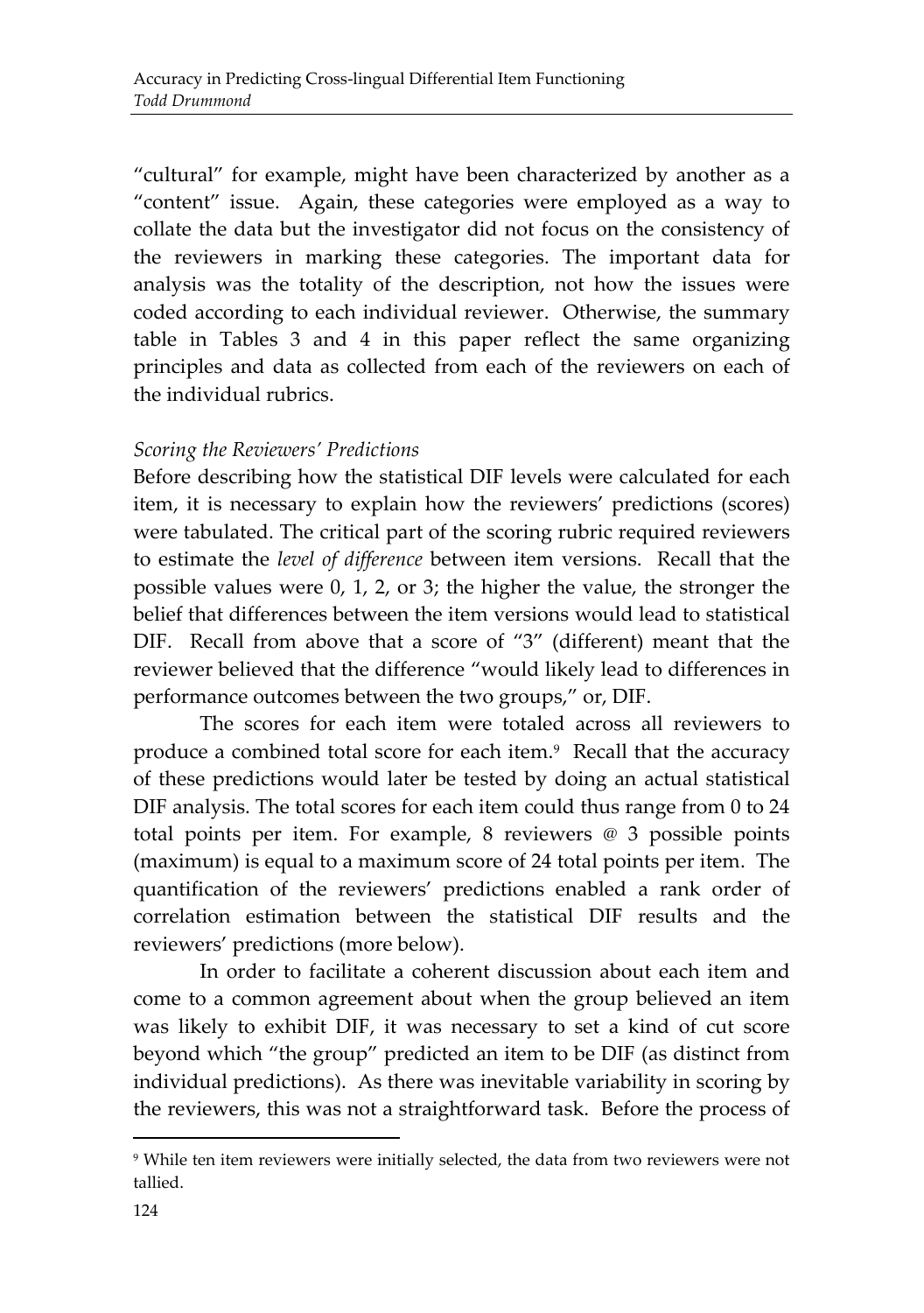"cultural" for example, might have been characterized by another as a "content" issue. Again, these categories were employed as a way to collate the data but the investigator did not focus on the consistency of the reviewers in marking these categories. The important data for analysis was the totality of the description, not how the issues were coded according to each individual reviewer. Otherwise, the summary table in Tables 3 and 4 in this paper reflect the same organizing principles and data as collected from each of the reviewers on each of the individual rubrics.

*Scoring the Reviewers' Predictions*

Before describing how the statistical DIF levels were calculated for each item, it is necessary to explain how the reviewers' predictions (scores) were tabulated. The critical part of the scoring rubric required reviewers to estimate the *level of difference* between item versions. Recall that the possible values were 0, 1, 2, or 3; the higher the value, the stronger the belief that differences between the item versions would lead to statistical DIF. Recall from above that a score of "3" (different) meant that the reviewer believed that the difference "would likely lead to differences in performance outcomes between the two groups," or, DIF.

The scores for each item were totaled across all reviewers to produce a combined total score for each item.[9] Recall that the accuracy of these predictions would later be tested by doing an actual statistical DIF analysis. The total scores for each item could thus range from 0 to 24 total points per item. For example, 8 reviewers @ 3 possible points (maximum) is equal to a maximum score of 24 total points per item. The quantification of the reviewers' predictions enabled a rank order of correlation estimation between the statistical DIF results and the reviewers' predictions (more below).

In order to facilitate a coherent discussion about each item and come to a common agreement about when the group believed an item was likely to exhibit DIF, it was necessary to set a kind of cut score beyond which "the group" predicted an item to be DIF (as distinct from individual predictions). As there was inevitable variability in scoring by the reviewers, this was not a straightforward task. Before the process of

[9] While ten item reviewers were initially selected, the data from two reviewers were not tallied.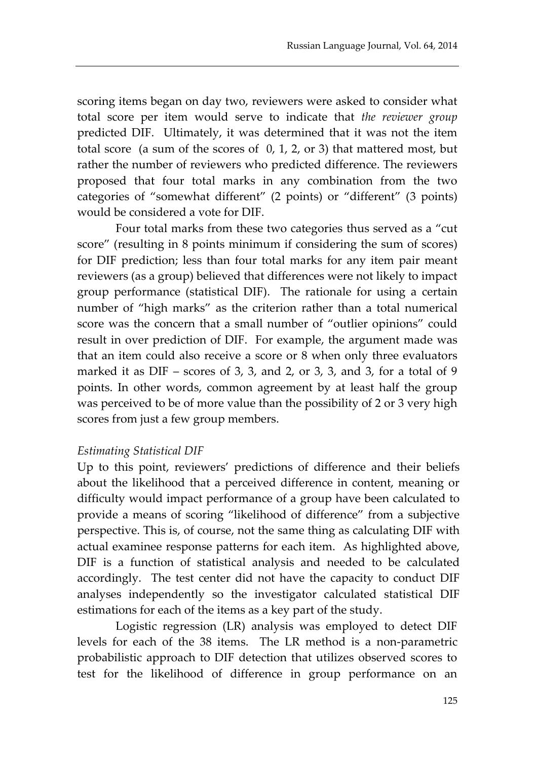scoring items began on day two, reviewers were asked to consider what total score per item would serve to indicate that *the reviewer group* predicted DIF. Ultimately, it was determined that it was not the item total score (a sum of the scores of 0, 1, 2, or 3) that mattered most, but rather the number of reviewers who predicted difference. The reviewers proposed that four total marks in any combination from the two categories of "somewhat different" (2 points) or "different" (3 points) would be considered a vote for DIF.

Four total marks from these two categories thus served as a "cut score" (resulting in 8 points minimum if considering the sum of scores) for DIF prediction; less than four total marks for any item pair meant reviewers (as a group) believed that differences were not likely to impact group performance (statistical DIF). The rationale for using a certain number of "high marks" as the criterion rather than a total numerical score was the concern that a small number of "outlier opinions" could result in over prediction of DIF. For example, the argument made was that an item could also receive a score or 8 when only three evaluators marked it as DIF – scores of 3, 3, and 2, or 3, 3, and 3, for a total of 9 points. In other words, common agreement by at least half the group was perceived to be of more value than the possibility of 2 or 3 very high scores from just a few group members.

*Estimating Statistical DIF*

Up to this point, reviewers' predictions of difference and their beliefs about the likelihood that a perceived difference in content, meaning or difficulty would impact performance of a group have been calculated to provide a means of scoring "likelihood of difference" from a subjective perspective. This is, of course, not the same thing as calculating DIF with actual examinee response patterns for each item. As highlighted above, DIF is a function of statistical analysis and needed to be calculated accordingly. The test center did not have the capacity to conduct DIF analyses independently so the investigator calculated statistical DIF estimations for each of the items as a key part of the study.

Logistic regression (LR) analysis was employed to detect DIF levels for each of the 38 items. The LR method is a non-parametric probabilistic approach to DIF detection that utilizes observed scores to test for the likelihood of difference in group performance on an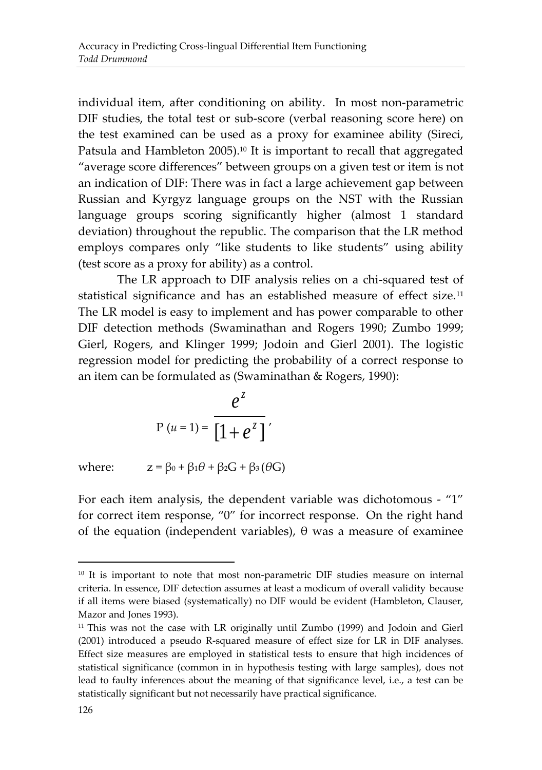individual item, after conditioning on ability. In most non-parametric DIF studies, the total test or sub-score (verbal reasoning score here) on the test examined can be used as a proxy for examinee ability (Sireci, Patsula and Hambleton 2005).[10] It is important to recall that aggregated "average score differences" between groups on a given test or item is not an indication of DIF: There was in fact a large achievement gap between Russian and Kyrgyz language groups on the NST with the Russian language groups scoring significantly higher (almost 1 standard deviation) throughout the republic. The comparison that the LR method employs compares only "like students to like students" using ability (test score as a proxy for ability) as a control.

The LR approach to DIF analysis relies on a chi-squared test of statistical significance and has an established measure of effect size.[11] The LR model is easy to implement and has power comparable to other DIF detection methods (Swaminathan and Rogers 1990; Zumbo 1999; Gierl, Rogers, and Klinger 1999; Jodoin and Gierl 2001). The logistic regression model for predicting the probability of a correct response to an item can be formulated as (Swaminathan & Rogers, 1990):

$$P\,(u = 1) = \frac{e^{z}}{[1 + e^{z}]},$$

where: $z = \beta_0 + \beta_1\theta + \beta_2 G + \beta_3(\theta G)$

For each item analysis, the dependent variable was dichotomous - "1" for correct item response, "0" for incorrect response. On the right hand of the equation (independent variables), $\theta$ was a measure of examinee

[10] It is important to note that most non-parametric DIF studies measure on internal criteria. In essence, DIF detection assumes at least a modicum of overall validity because if all items were biased (systematically) no DIF would be evident (Hambleton, Clauser, Mazor and Jones 1993).

[11] This was not the case with LR originally until Zumbo (1999) and Jodoin and Gierl (2001) introduced a pseudo R-squared measure of effect size for LR in DIF analyses. Effect size measures are employed in statistical tests to ensure that high incidences of statistical significance (common in in hypothesis testing with large samples), does not lead to faulty inferences about the meaning of that significance level, i.e., a test can be statistically significant but not necessarily have practical significance.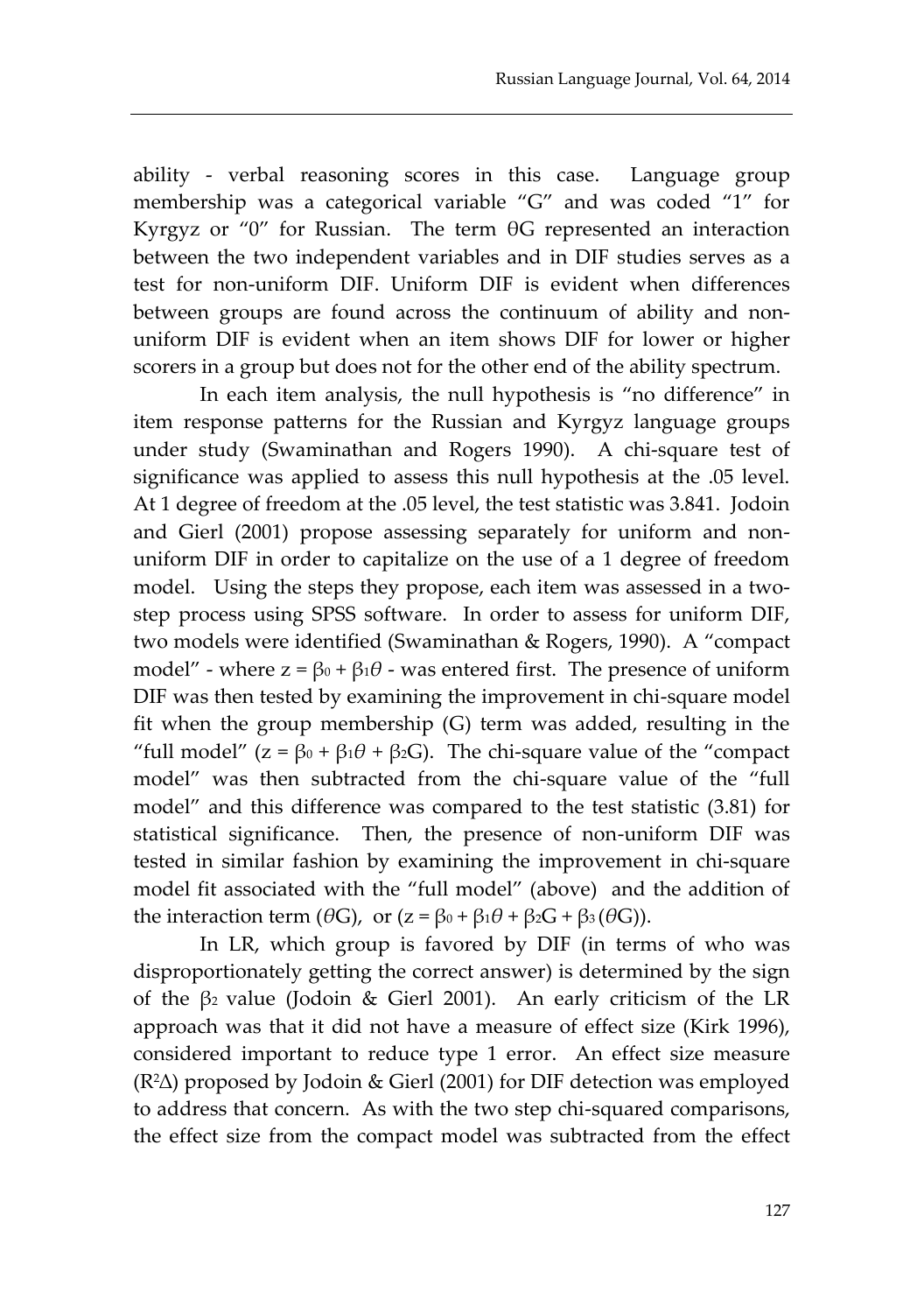ability - verbal reasoning scores in this case. Language group membership was a categorical variable "G" and was coded "1" for Kyrgyz or "0" for Russian. The term $\theta G$ represented an interaction between the two independent variables and in DIF studies serves as a test for non-uniform DIF. Uniform DIF is evident when differences between groups are found across the continuum of ability and non-uniform DIF is evident when an item shows DIF for lower or higher scorers in a group but does not for the other end of the ability spectrum.

In each item analysis, the null hypothesis is "no difference" in item response patterns for the Russian and Kyrgyz language groups under study (Swaminathan and Rogers 1990). A chi-square test of significance was applied to assess this null hypothesis at the .05 level. At 1 degree of freedom at the .05 level, the test statistic was 3.841. Jodoin and Gierl (2001) propose assessing separately for uniform and non-uniform DIF in order to capitalize on the use of a 1 degree of freedom model. Using the steps they propose, each item was assessed in a two-step process using SPSS software. In order to assess for uniform DIF, two models were identified (Swaminathan & Rogers, 1990). A "compact model" - where $z = \beta_0 + \beta_1\theta$ - was entered first. The presence of uniform DIF was then tested by examining the improvement in chi-square model fit when the group membership (G) term was added, resulting in the "full model" ($z = \beta_0 + \beta_1\theta + \beta_2 G$). The chi-square value of the "compact model" was then subtracted from the chi-square value of the "full model" and this difference was compared to the test statistic (3.81) for statistical significance. Then, the presence of non-uniform DIF was tested in similar fashion by examining the improvement in chi-square model fit associated with the "full model" (above) and the addition of the interaction term ($\theta G$), or ($z = \beta_0 + \beta_1\theta + \beta_2 G + \beta_3(\theta G)$).

In LR, which group is favored by DIF (in terms of who was disproportionately getting the correct answer) is determined by the sign of the $\beta_2$ value (Jodoin & Gierl 2001). An early criticism of the LR approach was that it did not have a measure of effect size (Kirk 1996), considered important to reduce type 1 error. An effect size measure ($R^2\Delta$) proposed by Jodoin & Gierl (2001) for DIF detection was employed to address that concern. As with the two step chi-squared comparisons, the effect size from the compact model was subtracted from the effect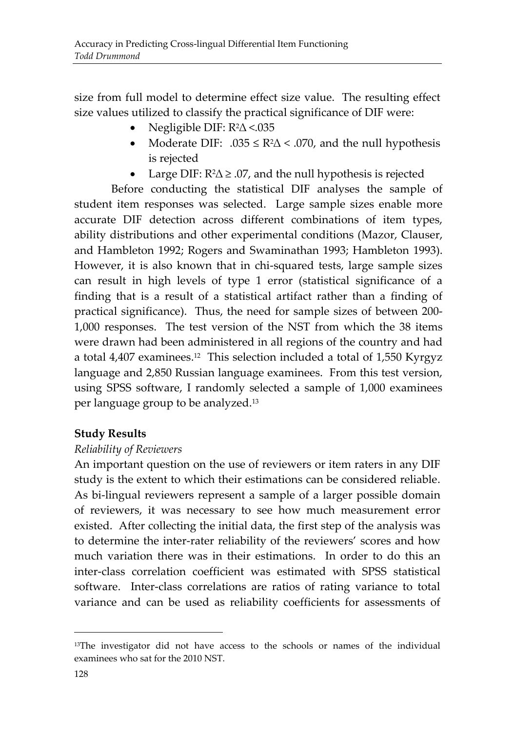size from full model to determine effect size value. The resulting effect size values utilized to classify the practical significance of DIF were:

- Negligible DIF: $R^2\Delta < .035$
- Moderate DIF: $.035 \leq R^2\Delta < .070$, and the null hypothesis is rejected
- Large DIF: $R^2\Delta \geq .07$, and the null hypothesis is rejected

Before conducting the statistical DIF analyses the sample of student item responses was selected. Large sample sizes enable more accurate DIF detection across different combinations of item types, ability distributions and other experimental conditions (Mazor, Clauser, and Hambleton 1992; Rogers and Swaminathan 1993; Hambleton 1993). However, it is also known that in chi-squared tests, large sample sizes can result in high levels of type 1 error (statistical significance of a finding that is a result of a statistical artifact rather than a finding of practical significance). Thus, the need for sample sizes of between 200-1,000 responses. The test version of the NST from which the 38 items were drawn had been administered in all regions of the country and had a total 4,407 examinees.[12] This selection included a total of 1,550 Kyrgyz language and 2,850 Russian language examinees. From this test version, using SPSS software, I randomly selected a sample of 1,000 examinees per language group to be analyzed.[13]

## Study Results

### *Reliability of Reviewers*

An important question on the use of reviewers or item raters in any DIF study is the extent to which their estimations can be considered reliable. As bi-lingual reviewers represent a sample of a larger possible domain of reviewers, it was necessary to see how much measurement error existed. After collecting the initial data, the first step of the analysis was to determine the inter-rater reliability of the reviewers' scores and how much variation there was in their estimations. In order to do this an inter-class correlation coefficient was estimated with SPSS statistical software. Inter-class correlations are ratios of rating variance to total variance and can be used as reliability coefficients for assessments of

---

[13]The investigator did not have access to the schools or names of the individual examinees who sat for the 2010 NST.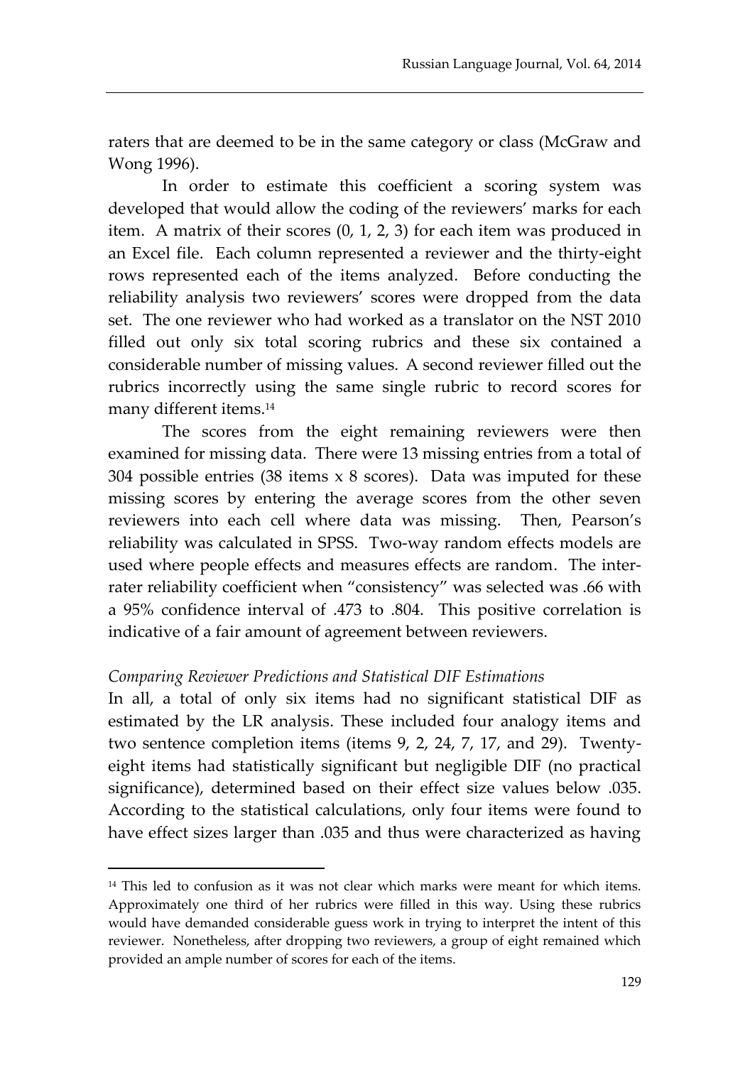raters that are deemed to be in the same category or class (McGraw and Wong 1996).

In order to estimate this coefficient a scoring system was developed that would allow the coding of the reviewers' marks for each item. A matrix of their scores (0, 1, 2, 3) for each item was produced in an Excel file. Each column represented a reviewer and the thirty-eight rows represented each of the items analyzed. Before conducting the reliability analysis two reviewers' scores were dropped from the data set. The one reviewer who had worked as a translator on the NST 2010 filled out only six total scoring rubrics and these six contained a considerable number of missing values. A second reviewer filled out the rubrics incorrectly using the same single rubric to record scores for many different items.[14]

The scores from the eight remaining reviewers were then examined for missing data. There were 13 missing entries from a total of 304 possible entries (38 items x 8 scores). Data was imputed for these missing scores by entering the average scores from the other seven reviewers into each cell where data was missing. Then, Pearson's reliability was calculated in SPSS. Two-way random effects models are used where people effects and measures effects are random. The inter-rater reliability coefficient when "consistency" was selected was .66 with a 95% confidence interval of .473 to .804. This positive correlation is indicative of a fair amount of agreement between reviewers.

*Comparing Reviewer Predictions and Statistical DIF Estimations*

In all, a total of only six items had no significant statistical DIF as estimated by the LR analysis. These included four analogy items and two sentence completion items (items 9, 2, 24, 7, 17, and 29). Twenty-eight items had statistically significant but negligible DIF (no practical significance), determined based on their effect size values below .035. According to the statistical calculations, only four items were found to have effect sizes larger than .035 and thus were characterized as having

[14] This led to confusion as it was not clear which marks were meant for which items. Approximately one third of her rubrics were filled in this way. Using these rubrics would have demanded considerable guess work in trying to interpret the intent of this reviewer. Nonetheless, after dropping two reviewers, a group of eight remained which provided an ample number of scores for each of the items.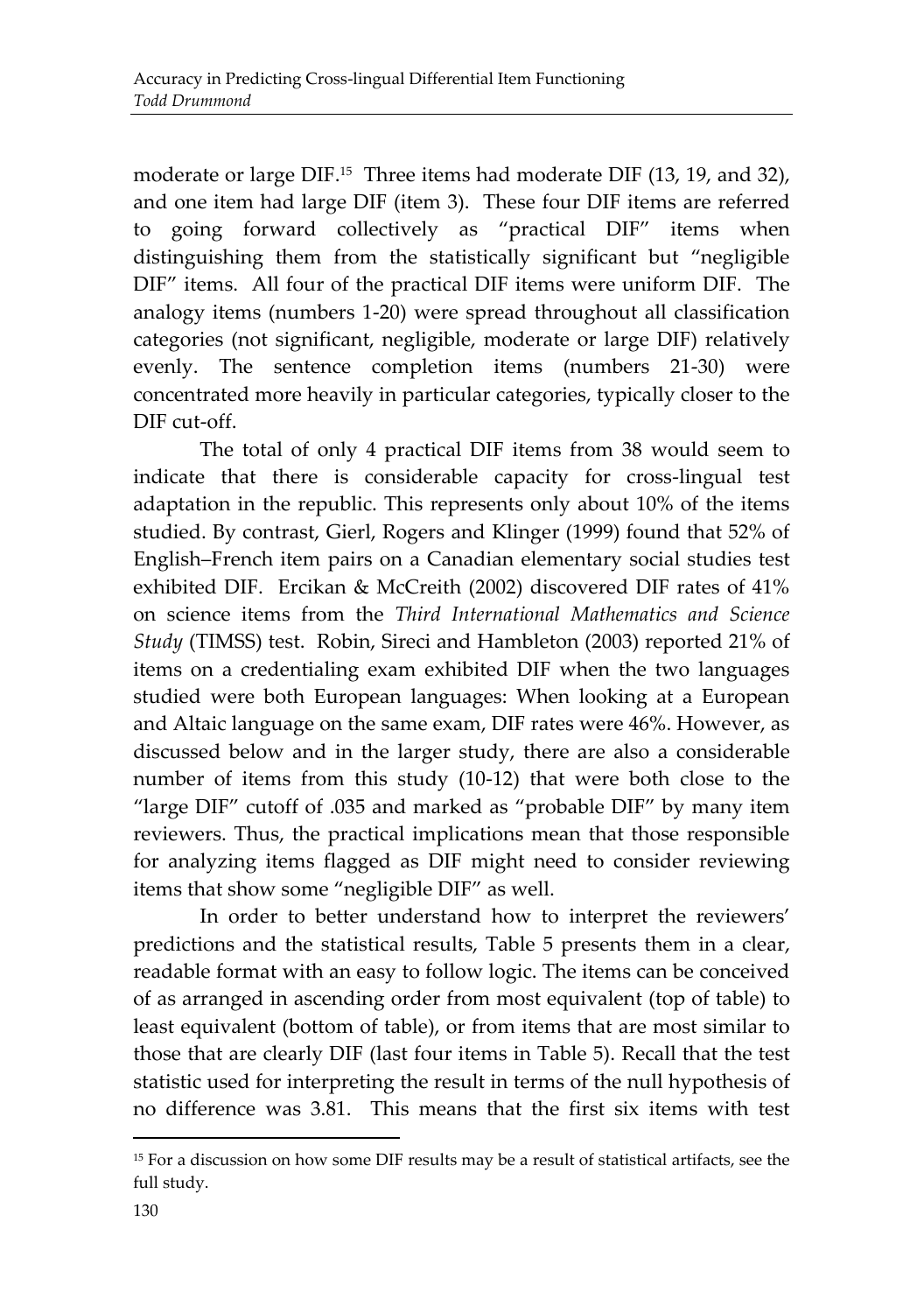moderate or large DIF.[15] Three items had moderate DIF (13, 19, and 32), and one item had large DIF (item 3). These four DIF items are referred to going forward collectively as "practical DIF" items when distinguishing them from the statistically significant but "negligible DIF" items. All four of the practical DIF items were uniform DIF. The analogy items (numbers 1-20) were spread throughout all classification categories (not significant, negligible, moderate or large DIF) relatively evenly. The sentence completion items (numbers 21-30) were concentrated more heavily in particular categories, typically closer to the DIF cut-off.

The total of only 4 practical DIF items from 38 would seem to indicate that there is considerable capacity for cross-lingual test adaptation in the republic. This represents only about 10% of the items studied. By contrast, Gierl, Rogers and Klinger (1999) found that 52% of English–French item pairs on a Canadian elementary social studies test exhibited DIF. Ercikan & McCreith (2002) discovered DIF rates of 41% on science items from the *Third International Mathematics and Science Study* (TIMSS) test. Robin, Sireci and Hambleton (2003) reported 21% of items on a credentialing exam exhibited DIF when the two languages studied were both European languages: When looking at a European and Altaic language on the same exam, DIF rates were 46%. However, as discussed below and in the larger study, there are also a considerable number of items from this study (10-12) that were both close to the "large DIF" cutoff of .035 and marked as "probable DIF" by many item reviewers. Thus, the practical implications mean that those responsible for analyzing items flagged as DIF might need to consider reviewing items that show some "negligible DIF" as well.

In order to better understand how to interpret the reviewers' predictions and the statistical results, Table 5 presents them in a clear, readable format with an easy to follow logic. The items can be conceived of as arranged in ascending order from most equivalent (top of table) to least equivalent (bottom of table), or from items that are most similar to those that are clearly DIF (last four items in Table 5). Recall that the test statistic used for interpreting the result in terms of the null hypothesis of no difference was 3.81. This means that the first six items with test

[15] For a discussion on how some DIF results may be a result of statistical artifacts, see the full study.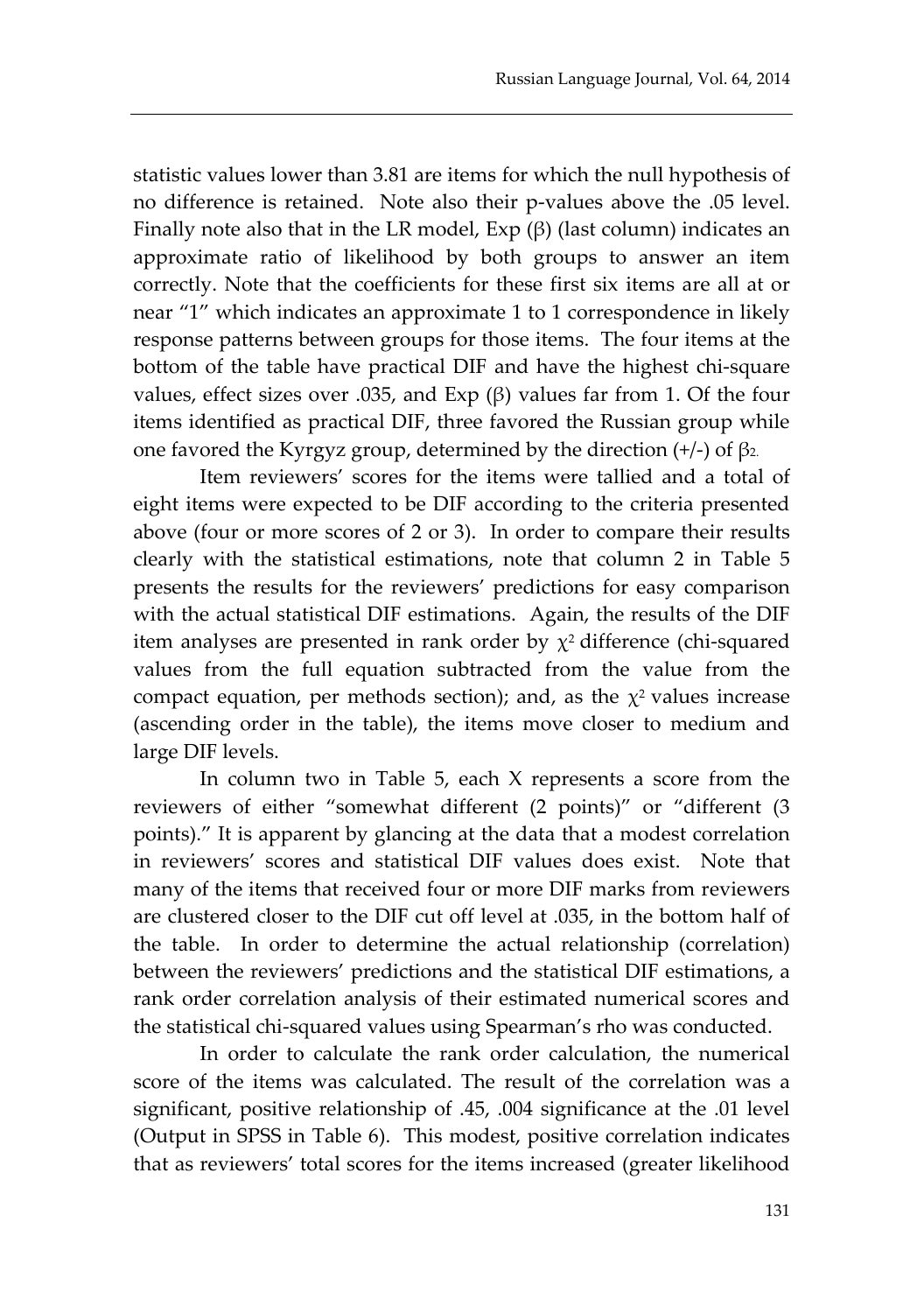statistic values lower than 3.81 are items for which the null hypothesis of no difference is retained. Note also their p-values above the .05 level. Finally note also that in the LR model, Exp (β) (last column) indicates an approximate ratio of likelihood by both groups to answer an item correctly. Note that the coefficients for these first six items are all at or near "1" which indicates an approximate 1 to 1 correspondence in likely response patterns between groups for those items. The four items at the bottom of the table have practical DIF and have the highest chi-square values, effect sizes over .035, and Exp (β) values far from 1. Of the four items identified as practical DIF, three favored the Russian group while one favored the Kyrgyz group, determined by the direction (+/-) of $\beta_2$.

Item reviewers' scores for the items were tallied and a total of eight items were expected to be DIF according to the criteria presented above (four or more scores of 2 or 3). In order to compare their results clearly with the statistical estimations, note that column 2 in Table 5 presents the results for the reviewers' predictions for easy comparison with the actual statistical DIF estimations. Again, the results of the DIF item analyses are presented in rank order by $\chi^2$ difference (chi-squared values from the full equation subtracted from the value from the compact equation, per methods section); and, as the $\chi^2$ values increase (ascending order in the table), the items move closer to medium and large DIF levels.

In column two in Table 5, each X represents a score from the reviewers of either "somewhat different (2 points)" or "different (3 points)." It is apparent by glancing at the data that a modest correlation in reviewers' scores and statistical DIF values does exist. Note that many of the items that received four or more DIF marks from reviewers are clustered closer to the DIF cut off level at .035, in the bottom half of the table. In order to determine the actual relationship (correlation) between the reviewers' predictions and the statistical DIF estimations, a rank order correlation analysis of their estimated numerical scores and the statistical chi-squared values using Spearman's rho was conducted.

In order to calculate the rank order calculation, the numerical score of the items was calculated. The result of the correlation was a significant, positive relationship of .45, .004 significance at the .01 level (Output in SPSS in Table 6). This modest, positive correlation indicates that as reviewers' total scores for the items increased (greater likelihood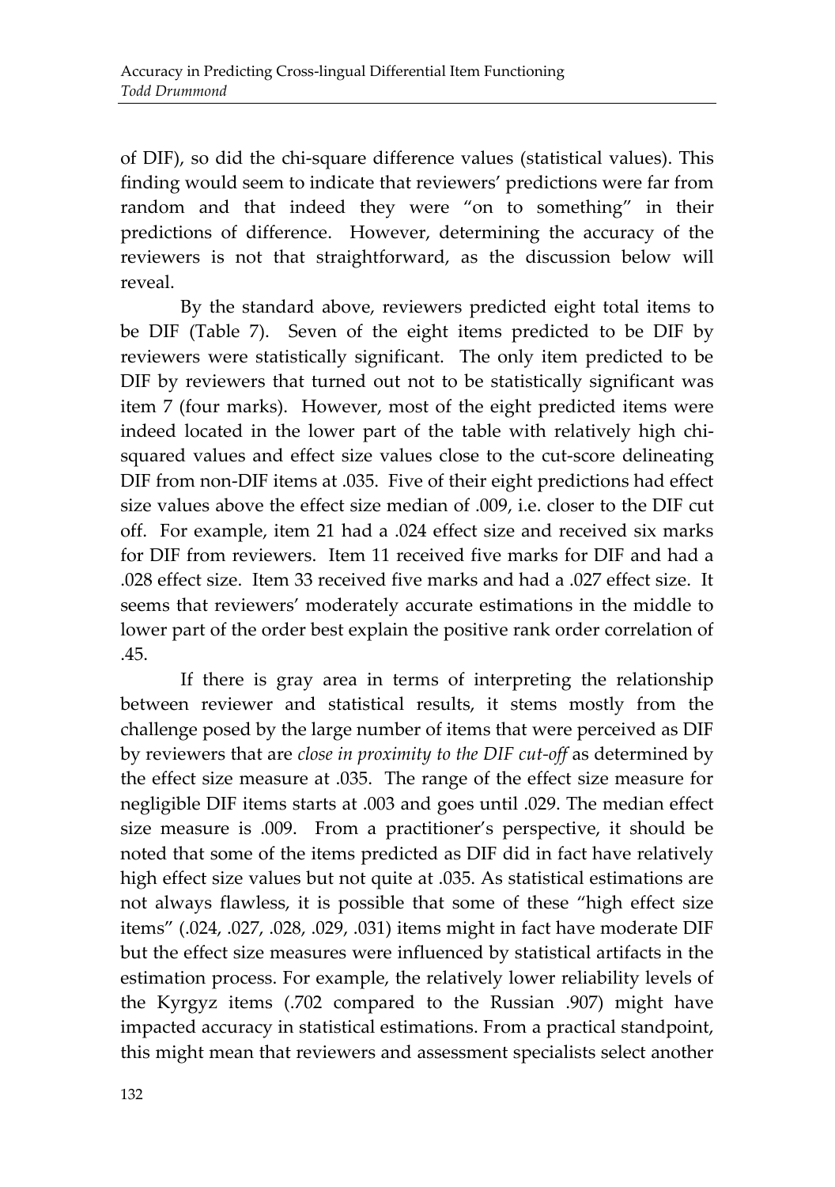of DIF), so did the chi-square difference values (statistical values). This finding would seem to indicate that reviewers' predictions were far from random and that indeed they were "on to something" in their predictions of difference. However, determining the accuracy of the reviewers is not that straightforward, as the discussion below will reveal.

By the standard above, reviewers predicted eight total items to be DIF (Table 7). Seven of the eight items predicted to be DIF by reviewers were statistically significant. The only item predicted to be DIF by reviewers that turned out not to be statistically significant was item 7 (four marks). However, most of the eight predicted items were indeed located in the lower part of the table with relatively high chi-squared values and effect size values close to the cut-score delineating DIF from non-DIF items at .035. Five of their eight predictions had effect size values above the effect size median of .009, i.e. closer to the DIF cut off. For example, item 21 had a .024 effect size and received six marks for DIF from reviewers. Item 11 received five marks for DIF and had a .028 effect size. Item 33 received five marks and had a .027 effect size. It seems that reviewers' moderately accurate estimations in the middle to lower part of the order best explain the positive rank order correlation of .45.

If there is gray area in terms of interpreting the relationship between reviewer and statistical results, it stems mostly from the challenge posed by the large number of items that were perceived as DIF by reviewers that are *close in proximity to the DIF cut-off* as determined by the effect size measure at .035. The range of the effect size measure for negligible DIF items starts at .003 and goes until .029. The median effect size measure is .009. From a practitioner's perspective, it should be noted that some of the items predicted as DIF did in fact have relatively high effect size values but not quite at .035. As statistical estimations are not always flawless, it is possible that some of these "high effect size items" (.024, .027, .028, .029, .031) items might in fact have moderate DIF but the effect size measures were influenced by statistical artifacts in the estimation process. For example, the relatively lower reliability levels of the Kyrgyz items (.702 compared to the Russian .907) might have impacted accuracy in statistical estimations. From a practical standpoint, this might mean that reviewers and assessment specialists select another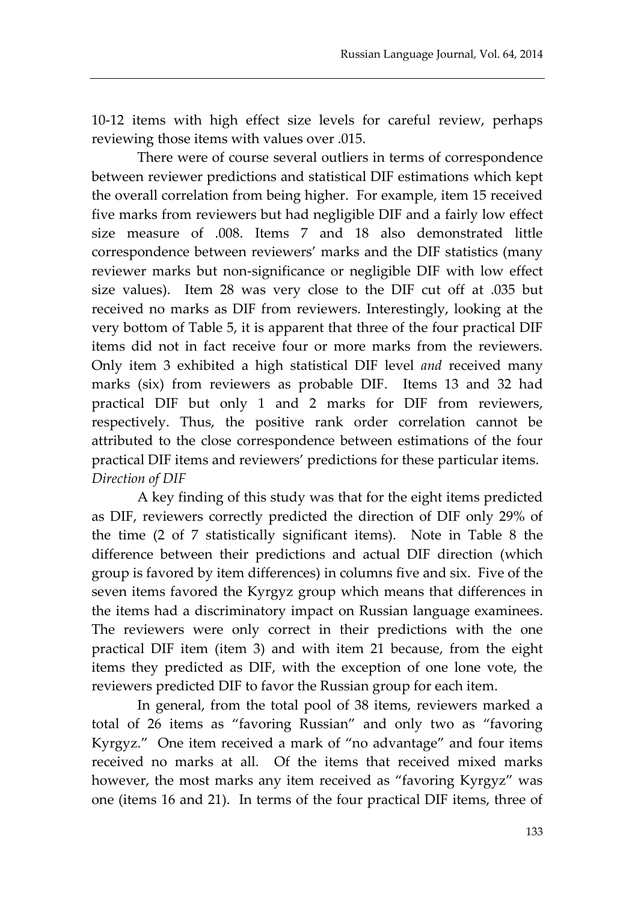10-12 items with high effect size levels for careful review, perhaps reviewing those items with values over .015.

There were of course several outliers in terms of correspondence between reviewer predictions and statistical DIF estimations which kept the overall correlation from being higher. For example, item 15 received five marks from reviewers but had negligible DIF and a fairly low effect size measure of .008. Items 7 and 18 also demonstrated little correspondence between reviewers' marks and the DIF statistics (many reviewer marks but non-significance or negligible DIF with low effect size values). Item 28 was very close to the DIF cut off at .035 but received no marks as DIF from reviewers. Interestingly, looking at the very bottom of Table 5, it is apparent that three of the four practical DIF items did not in fact receive four or more marks from the reviewers. Only item 3 exhibited a high statistical DIF level *and* received many marks (six) from reviewers as probable DIF. Items 13 and 32 had practical DIF but only 1 and 2 marks for DIF from reviewers, respectively. Thus, the positive rank order correlation cannot be attributed to the close correspondence between estimations of the four practical DIF items and reviewers' predictions for these particular items.

*Direction of DIF*

A key finding of this study was that for the eight items predicted as DIF, reviewers correctly predicted the direction of DIF only 29% of the time (2 of 7 statistically significant items). Note in Table 8 the difference between their predictions and actual DIF direction (which group is favored by item differences) in columns five and six. Five of the seven items favored the Kyrgyz group which means that differences in the items had a discriminatory impact on Russian language examinees. The reviewers were only correct in their predictions with the one practical DIF item (item 3) and with item 21 because, from the eight items they predicted as DIF, with the exception of one lone vote, the reviewers predicted DIF to favor the Russian group for each item.

In general, from the total pool of 38 items, reviewers marked a total of 26 items as "favoring Russian" and only two as "favoring Kyrgyz." One item received a mark of "no advantage" and four items received no marks at all. Of the items that received mixed marks however, the most marks any item received as "favoring Kyrgyz" was one (items 16 and 21). In terms of the four practical DIF items, three of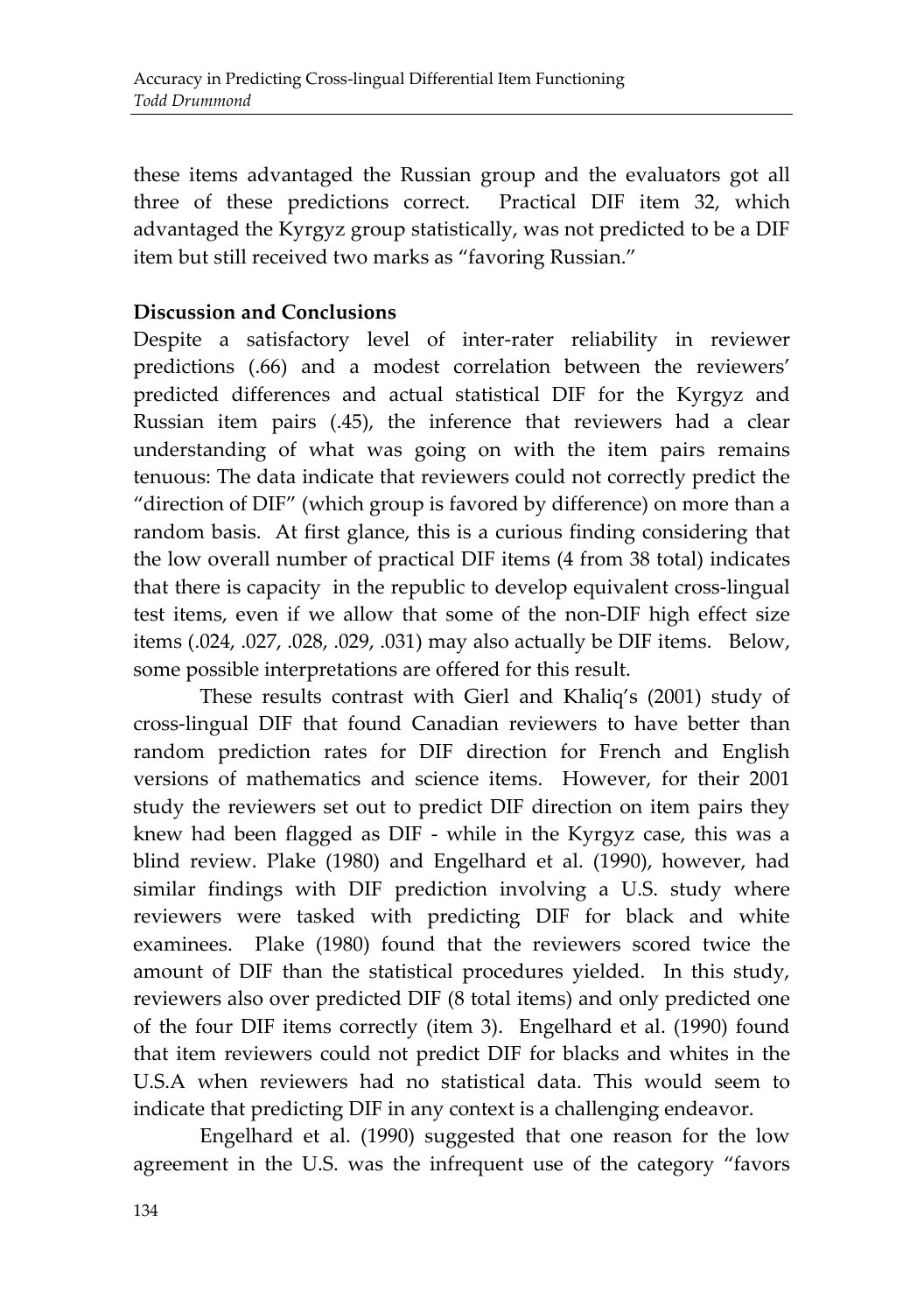these items advantaged the Russian group and the evaluators got all three of these predictions correct. Practical DIF item 32, which advantaged the Kyrgyz group statistically, was not predicted to be a DIF item but still received two marks as "favoring Russian."

## Discussion and Conclusions

Despite a satisfactory level of inter-rater reliability in reviewer predictions (.66) and a modest correlation between the reviewers' predicted differences and actual statistical DIF for the Kyrgyz and Russian item pairs (.45), the inference that reviewers had a clear understanding of what was going on with the item pairs remains tenuous: The data indicate that reviewers could not correctly predict the "direction of DIF" (which group is favored by difference) on more than a random basis. At first glance, this is a curious finding considering that the low overall number of practical DIF items (4 from 38 total) indicates that there is capacity in the republic to develop equivalent cross-lingual test items, even if we allow that some of the non-DIF high effect size items (.024, .027, .028, .029, .031) may also actually be DIF items. Below, some possible interpretations are offered for this result.

These results contrast with Gierl and Khaliq's (2001) study of cross-lingual DIF that found Canadian reviewers to have better than random prediction rates for DIF direction for French and English versions of mathematics and science items. However, for their 2001 study the reviewers set out to predict DIF direction on item pairs they knew had been flagged as DIF - while in the Kyrgyz case, this was a blind review. Plake (1980) and Engelhard et al. (1990), however, had similar findings with DIF prediction involving a U.S. study where reviewers were tasked with predicting DIF for black and white examinees. Plake (1980) found that the reviewers scored twice the amount of DIF than the statistical procedures yielded. In this study, reviewers also over predicted DIF (8 total items) and only predicted one of the four DIF items correctly (item 3). Engelhard et al. (1990) found that item reviewers could not predict DIF for blacks and whites in the U.S.A when reviewers had no statistical data. This would seem to indicate that predicting DIF in any context is a challenging endeavor.

Engelhard et al. (1990) suggested that one reason for the low agreement in the U.S. was the infrequent use of the category "favors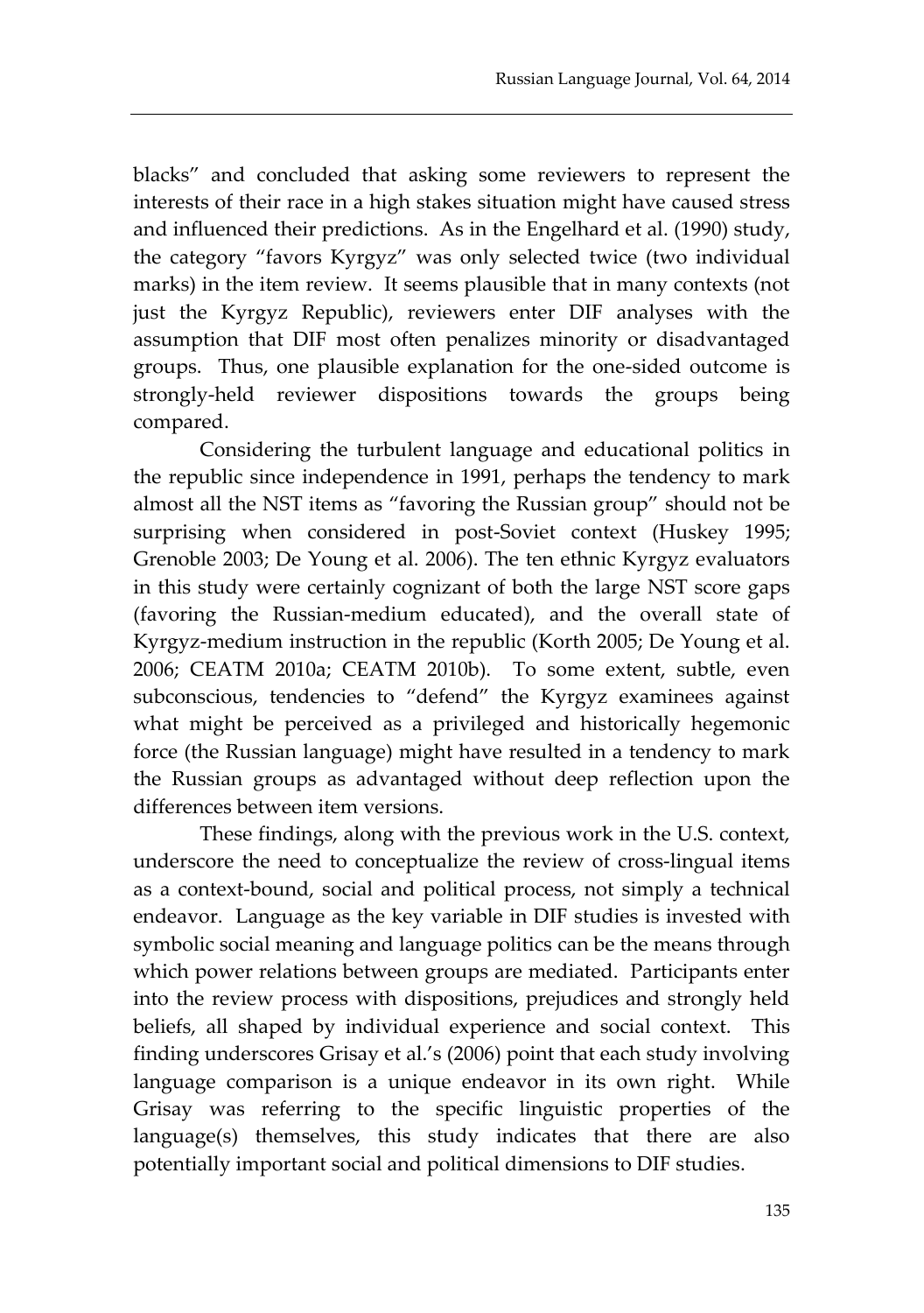blacks" and concluded that asking some reviewers to represent the interests of their race in a high stakes situation might have caused stress and influenced their predictions. As in the Engelhard et al. (1990) study, the category "favors Kyrgyz" was only selected twice (two individual marks) in the item review. It seems plausible that in many contexts (not just the Kyrgyz Republic), reviewers enter DIF analyses with the assumption that DIF most often penalizes minority or disadvantaged groups. Thus, one plausible explanation for the one-sided outcome is strongly-held reviewer dispositions towards the groups being compared.

Considering the turbulent language and educational politics in the republic since independence in 1991, perhaps the tendency to mark almost all the NST items as "favoring the Russian group" should not be surprising when considered in post-Soviet context (Huskey 1995; Grenoble 2003; De Young et al. 2006). The ten ethnic Kyrgyz evaluators in this study were certainly cognizant of both the large NST score gaps (favoring the Russian-medium educated), and the overall state of Kyrgyz-medium instruction in the republic (Korth 2005; De Young et al. 2006; CEATM 2010a; CEATM 2010b). To some extent, subtle, even subconscious, tendencies to "defend" the Kyrgyz examinees against what might be perceived as a privileged and historically hegemonic force (the Russian language) might have resulted in a tendency to mark the Russian groups as advantaged without deep reflection upon the differences between item versions.

These findings, along with the previous work in the U.S. context, underscore the need to conceptualize the review of cross-lingual items as a context-bound, social and political process, not simply a technical endeavor. Language as the key variable in DIF studies is invested with symbolic social meaning and language politics can be the means through which power relations between groups are mediated. Participants enter into the review process with dispositions, prejudices and strongly held beliefs, all shaped by individual experience and social context. This finding underscores Grisay et al.'s (2006) point that each study involving language comparison is a unique endeavor in its own right. While Grisay was referring to the specific linguistic properties of the language(s) themselves, this study indicates that there are also potentially important social and political dimensions to DIF studies.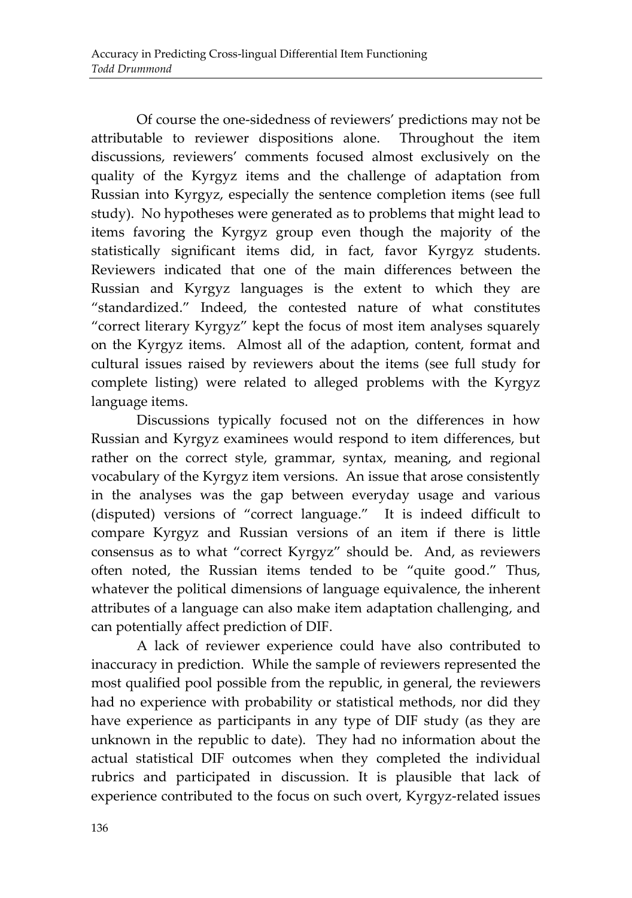Of course the one-sidedness of reviewers' predictions may not be attributable to reviewer dispositions alone. Throughout the item discussions, reviewers' comments focused almost exclusively on the quality of the Kyrgyz items and the challenge of adaptation from Russian into Kyrgyz, especially the sentence completion items (see full study). No hypotheses were generated as to problems that might lead to items favoring the Kyrgyz group even though the majority of the statistically significant items did, in fact, favor Kyrgyz students. Reviewers indicated that one of the main differences between the Russian and Kyrgyz languages is the extent to which they are "standardized." Indeed, the contested nature of what constitutes "correct literary Kyrgyz" kept the focus of most item analyses squarely on the Kyrgyz items. Almost all of the adaption, content, format and cultural issues raised by reviewers about the items (see full study for complete listing) were related to alleged problems with the Kyrgyz language items.

Discussions typically focused not on the differences in how Russian and Kyrgyz examinees would respond to item differences, but rather on the correct style, grammar, syntax, meaning, and regional vocabulary of the Kyrgyz item versions. An issue that arose consistently in the analyses was the gap between everyday usage and various (disputed) versions of "correct language." It is indeed difficult to compare Kyrgyz and Russian versions of an item if there is little consensus as to what "correct Kyrgyz" should be. And, as reviewers often noted, the Russian items tended to be "quite good." Thus, whatever the political dimensions of language equivalence, the inherent attributes of a language can also make item adaptation challenging, and can potentially affect prediction of DIF.

A lack of reviewer experience could have also contributed to inaccuracy in prediction. While the sample of reviewers represented the most qualified pool possible from the republic, in general, the reviewers had no experience with probability or statistical methods, nor did they have experience as participants in any type of DIF study (as they are unknown in the republic to date). They had no information about the actual statistical DIF outcomes when they completed the individual rubrics and participated in discussion. It is plausible that lack of experience contributed to the focus on such overt, Kyrgyz-related issues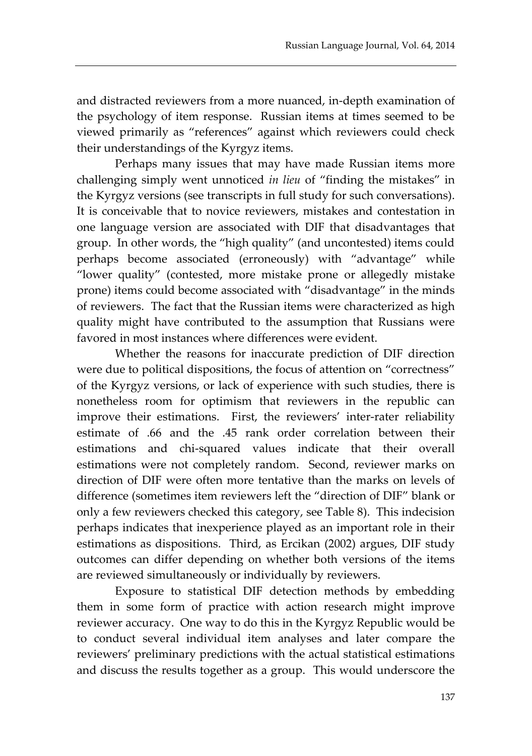and distracted reviewers from a more nuanced, in-depth examination of the psychology of item response. Russian items at times seemed to be viewed primarily as "references" against which reviewers could check their understandings of the Kyrgyz items.

Perhaps many issues that may have made Russian items more challenging simply went unnoticed *in lieu* of "finding the mistakes" in the Kyrgyz versions (see transcripts in full study for such conversations). It is conceivable that to novice reviewers, mistakes and contestation in one language version are associated with DIF that disadvantages that group. In other words, the "high quality" (and uncontested) items could perhaps become associated (erroneously) with "advantage" while "lower quality" (contested, more mistake prone or allegedly mistake prone) items could become associated with "disadvantage" in the minds of reviewers. The fact that the Russian items were characterized as high quality might have contributed to the assumption that Russians were favored in most instances where differences were evident.

Whether the reasons for inaccurate prediction of DIF direction were due to political dispositions, the focus of attention on "correctness" of the Kyrgyz versions, or lack of experience with such studies, there is nonetheless room for optimism that reviewers in the republic can improve their estimations. First, the reviewers' inter-rater reliability estimate of .66 and the .45 rank order correlation between their estimations and chi-squared values indicate that their overall estimations were not completely random. Second, reviewer marks on direction of DIF were often more tentative than the marks on levels of difference (sometimes item reviewers left the "direction of DIF" blank or only a few reviewers checked this category, see Table 8). This indecision perhaps indicates that inexperience played as an important role in their estimations as dispositions. Third, as Ercikan (2002) argues, DIF study outcomes can differ depending on whether both versions of the items are reviewed simultaneously or individually by reviewers.

Exposure to statistical DIF detection methods by embedding them in some form of practice with action research might improve reviewer accuracy. One way to do this in the Kyrgyz Republic would be to conduct several individual item analyses and later compare the reviewers' preliminary predictions with the actual statistical estimations and discuss the results together as a group. This would underscore the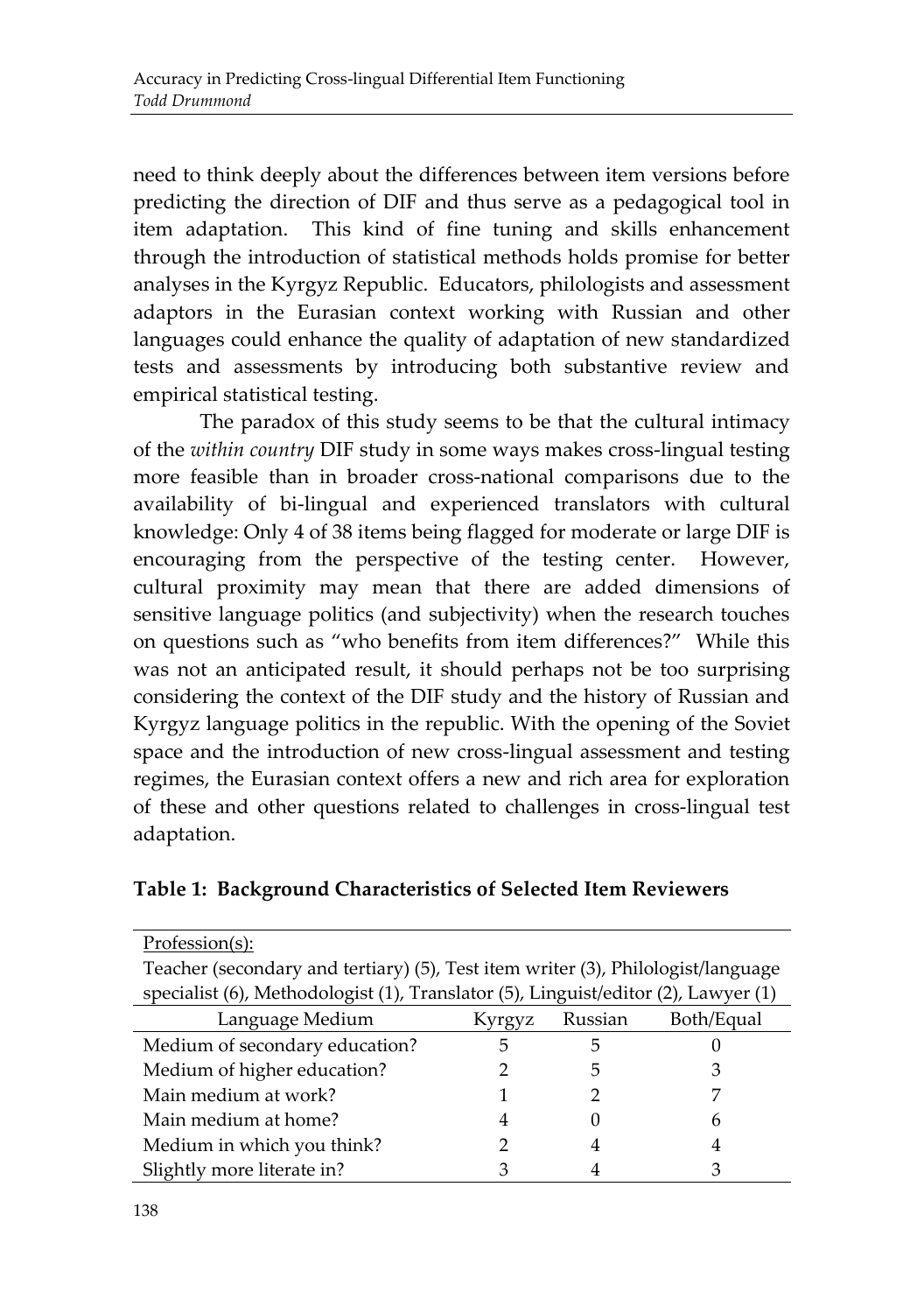need to think deeply about the differences between item versions before predicting the direction of DIF and thus serve as a pedagogical tool in item adaptation. This kind of fine tuning and skills enhancement through the introduction of statistical methods holds promise for better analyses in the Kyrgyz Republic. Educators, philologists and assessment adaptors in the Eurasian context working with Russian and other languages could enhance the quality of adaptation of new standardized tests and assessments by introducing both substantive review and empirical statistical testing.

The paradox of this study seems to be that the cultural intimacy of the *within country* DIF study in some ways makes cross-lingual testing more feasible than in broader cross-national comparisons due to the availability of bi-lingual and experienced translators with cultural knowledge: Only 4 of 38 items being flagged for moderate or large DIF is encouraging from the perspective of the testing center. However, cultural proximity may mean that there are added dimensions of sensitive language politics (and subjectivity) when the research touches on questions such as "who benefits from item differences?" While this was not an anticipated result, it should perhaps not be too surprising considering the context of the DIF study and the history of Russian and Kyrgyz language politics in the republic. With the opening of the Soviet space and the introduction of new cross-lingual assessment and testing regimes, the Eurasian context offers a new and rich area for exploration of these and other questions related to challenges in cross-lingual test adaptation.

**Table 1: Background Characteristics of Selected Item Reviewers**

Profession(s):

Teacher (secondary and tertiary) (5), Test item writer (3), Philologist/language specialist (6), Methodologist (1), Translator (5), Linguist/editor (2), Lawyer (1)

| Language Medium | Kyrgyz | Russian | Both/Equal |
|---|---|---|---|
| Medium of secondary education? | 5 | 5 | 0 |
| Medium of higher education? | 2 | 5 | 3 |
| Main medium at work? | 1 | 2 | 7 |
| Main medium at home? | 4 | 0 | 6 |
| Medium in which you think? | 2 | 4 | 4 |
| Slightly more literate in? | 3 | 4 | 3 |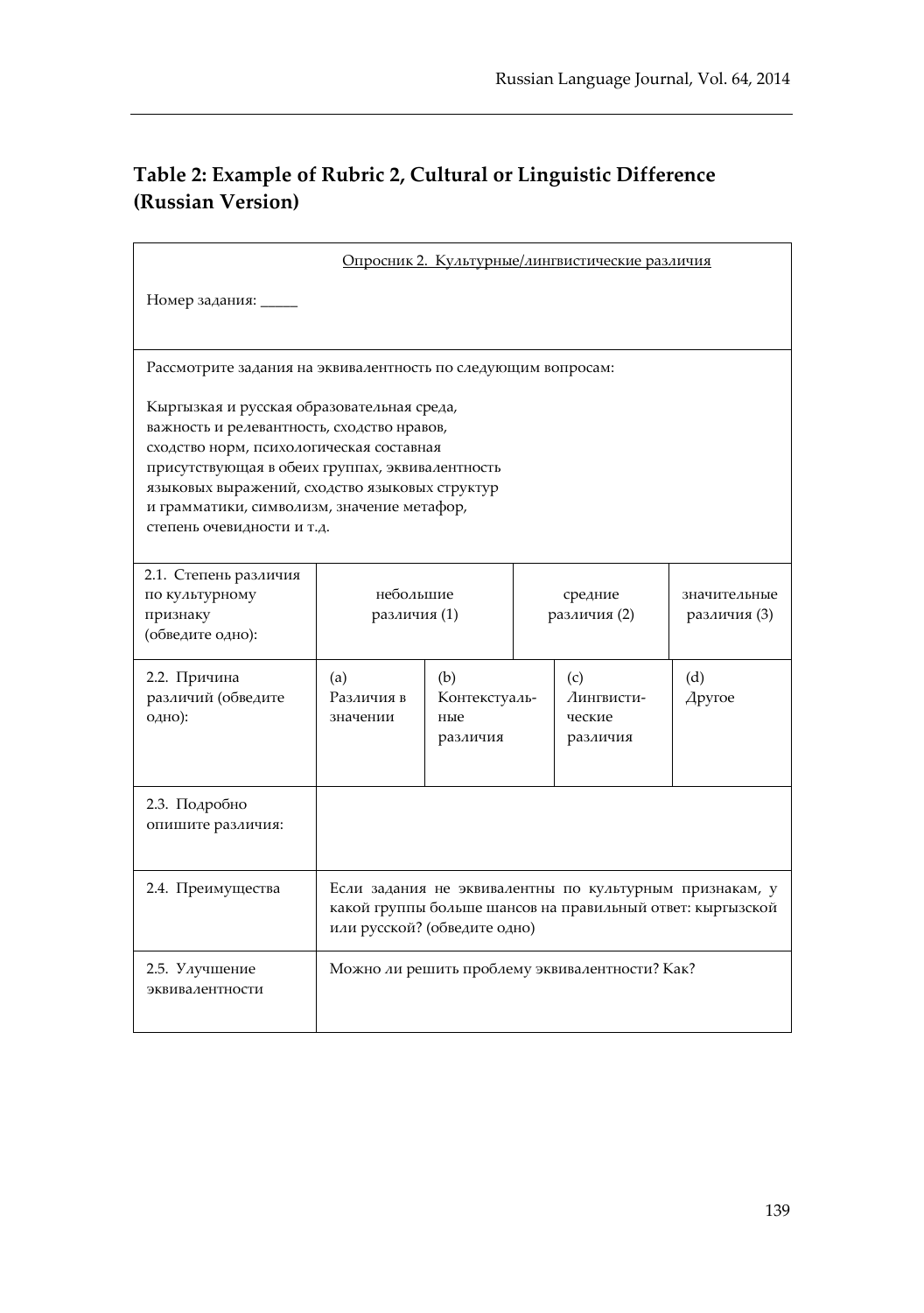## Table 2: Example of Rubric 2, Cultural or Linguistic Difference (Russian Version)

| Опросник 2. Культурные/лингвистические различия<br><br>Номер задания: _____ | | | | |
|---|---|---|---|---|
| Рассмотрите задания на эквивалентность по следующим вопросам:<br><br>Кыргызская и русская образовательная среда, важность и релевантность, сходство нравов, сходство норм, психологическая составная присутствующая в обеих группах, эквивалентность языковых выражений, сходство языковых структур и грамматики, символизм, значение метафор, степень очевидности и т.д. | | | | |
| 2.1. Степень различия по культурному признаку (обведите одно): | небольшие различия (1) | | средние различия (2) | значительные различия (3) |
| 2.2. Причина различий (обведите одно): | (a) Различия в значении | (b) Контекстуальные различия | (c) Лингвистические различия | (d) Другое |
| 2.3. Подробно опишите различия: | | | | |
| 2.4. Преимущества | Если задания не эквивалентны по культурным признакам, у какой группы больше шансов на правильный ответ: кыргызской или русской? (обведите одно) | | | |
| 2.5. Улучшение эквивалентности | Можно ли решить проблему эквивалентности? Как? | | | |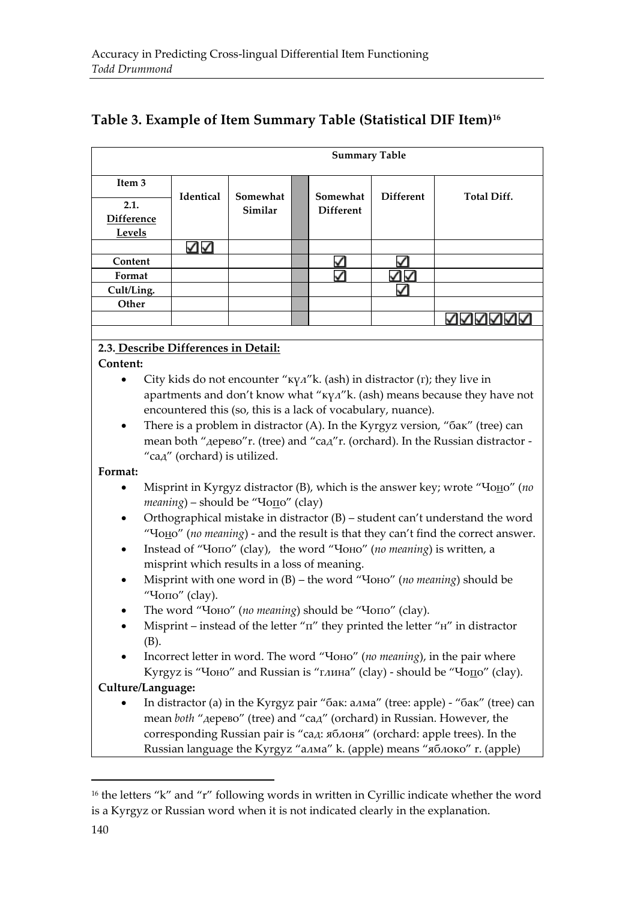## Table 3. Example of Item Summary Table (Statistical DIF Item)[16]

| Summary Table | | | | | | |
|---|---|---|---|---|---|---|
| Item 3 / 2.1. Difference Levels | Identical | Somewhat Similar | | Somewhat Different | Different | Total Diff. |
| | ☑☑ | | | | | |
| Content | | | | ☑ | ☑ | |
| Format | | | | ☑ | ☑☑ | |
| Cult/Ling. | | | | | ☑ | |
| Other | | | | | | |
| | | | | | | ☑☑☑☑☑☑ |

**2.3. Describe Differences in Detail:**

**Content:**

- City kids do not encounter "күл"k. (ash) in distractor (г); they live in apartments and don't know what "күл"k. (ash) means because they have not encountered this (so, this is a lack of vocabulary, nuance).
- There is a problem in distractor (A). In the Kyrgyz version, "бак" (tree) can mean both "дерево"r. (tree) and "сад"r. (orchard). In the Russian distractor - "сад" (orchard) is utilized.

**Format:**

- Misprint in Kyrgyz distractor (B), which is the answer key; wrote "Чоно" (*no meaning*) – should be "Чопо" (clay)
- Orthographical mistake in distractor (B) – student can't understand the word "Чоно" (*no meaning*) - and the result is that they can't find the correct answer.
- Instead of "Чопо" (clay), the word "Чоно" (*no meaning*) is written, a misprint which results in a loss of meaning.
- Misprint with one word in (B) – the word "Чоно" (*no meaning*) should be "Чопо" (clay).
- The word "Чоно" (*no meaning*) should be "Чопо" (clay).
- Misprint – instead of the letter "п" they printed the letter "н" in distractor (B).
- Incorrect letter in word. The word "Чоно" (*no meaning*), in the pair where Kyrgyz is "Чоно" and Russian is "глина" (clay) - should be "Чопо" (clay).

**Culture/Language:**

- In distractor (a) in the Kyrgyz pair "бак: алма" (tree: apple) - "бак" (tree) can mean *both* "дерево" (tree) and "сад" (orchard) in Russian. However, the corresponding Russian pair is "сад: яблоня" (orchard: apple trees). In the Russian language the Kyrgyz "алма" k. (apple) means "яблоко" r. (apple)

[16] the letters "k" and "r" following words in written in Cyrillic indicate whether the word is a Kyrgyz or Russian word when it is not indicated clearly in the explanation.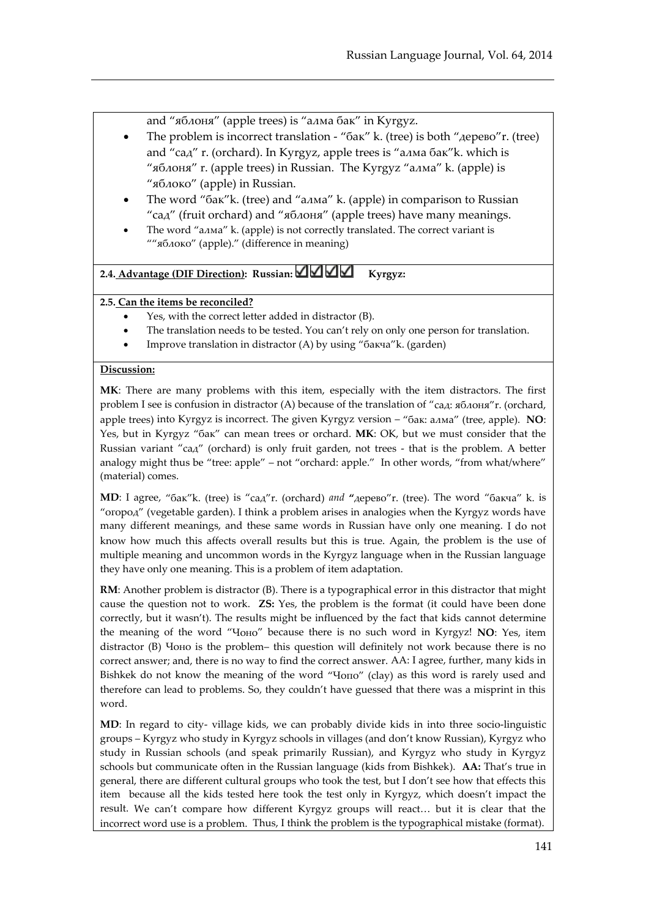and "яблоня" (apple trees) is "алма бак" in Kyrgyz.

- The problem is incorrect translation - "бак" k. (tree) is both "дерево"r. (tree) and "сад" r. (orchard). In Kyrgyz, apple trees is "алма бак"k. which is "яблоня" r. (apple trees) in Russian. The Kyrgyz "алма" k. (apple) is "яблоко" (apple) in Russian.
- The word "бак"k. (tree) and "алма" k. (apple) in comparison to Russian "сад" (fruit orchard) and "яблоня" (apple trees) have many meanings.
- The word "алма" k. (apple) is not correctly translated. The correct variant is ""яблоко" (apple)." (difference in meaning)

**2.4. Advantage (DIF Direction): Russian: ☑☑☑☑ Kyrgyz:**

**2.5. Can the items be reconciled?**

- Yes, with the correct letter added in distractor (B).
- The translation needs to be tested. You can't rely on only one person for translation.
- Improve translation in distractor (A) by using "бакча"k. (garden)

**Discussion:**

**MK**: There are many problems with this item, especially with the item distractors. The first problem I see is confusion in distractor (A) because of the translation of "сад: яблоня"r. (orchard, apple trees) into Kyrgyz is incorrect. The given Kyrgyz version – "бак: алма" (tree, apple). **NO**: Yes, but in Kyrgyz "бак" can mean trees or orchard. **MK**: OK, but we must consider that the Russian variant "сад" (orchard) is only fruit garden, not trees - that is the problem. A better analogy might thus be "tree: apple" – not "orchard: apple." In other words, "from what/where" (material) comes.

**MD**: I agree, "бак"k. (tree) is "сад"r. (orchard) *and* **"**дерево"r. (tree). The word "бакча" k. is "огород" (vegetable garden). I think a problem arises in analogies when the Kyrgyz words have many different meanings, and these same words in Russian have only one meaning. I do not know how much this affects overall results but this is true. Again, the problem is the use of multiple meaning and uncommon words in the Kyrgyz language when in the Russian language they have only one meaning. This is a problem of item adaptation.

**RM**: Another problem is distractor (B). There is a typographical error in this distractor that might cause the question not to work. **ZS:** Yes, the problem is the format (it could have been done correctly, but it wasn't). The results might be influenced by the fact that kids cannot determine the meaning of the word "Чоно" because there is no such word in Kyrgyz! **NO**: Yes, item distractor (B) Чоно is the problem– this question will definitely not work because there is no correct answer; and, there is no way to find the correct answer. AA: I agree, further, many kids in Bishkek do not know the meaning of the word "Чопо" (clay) as this word is rarely used and therefore can lead to problems. So, they couldn't have guessed that there was a misprint in this word.

**MD**: In regard to city- village kids, we can probably divide kids in into three socio-linguistic groups – Kyrgyz who study in Kyrgyz schools in villages (and don't know Russian), Kyrgyz who study in Russian schools (and speak primarily Russian), and Kyrgyz who study in Kyrgyz schools but communicate often in the Russian language (kids from Bishkek). **AA:** That's true in general, there are different cultural groups who took the test, but I don't see how that effects this item because all the kids tested here took the test only in Kyrgyz, which doesn't impact the result. We can't compare how different Kyrgyz groups will react… but it is clear that the incorrect word use is a problem. Thus, I think the problem is the typographical mistake (format).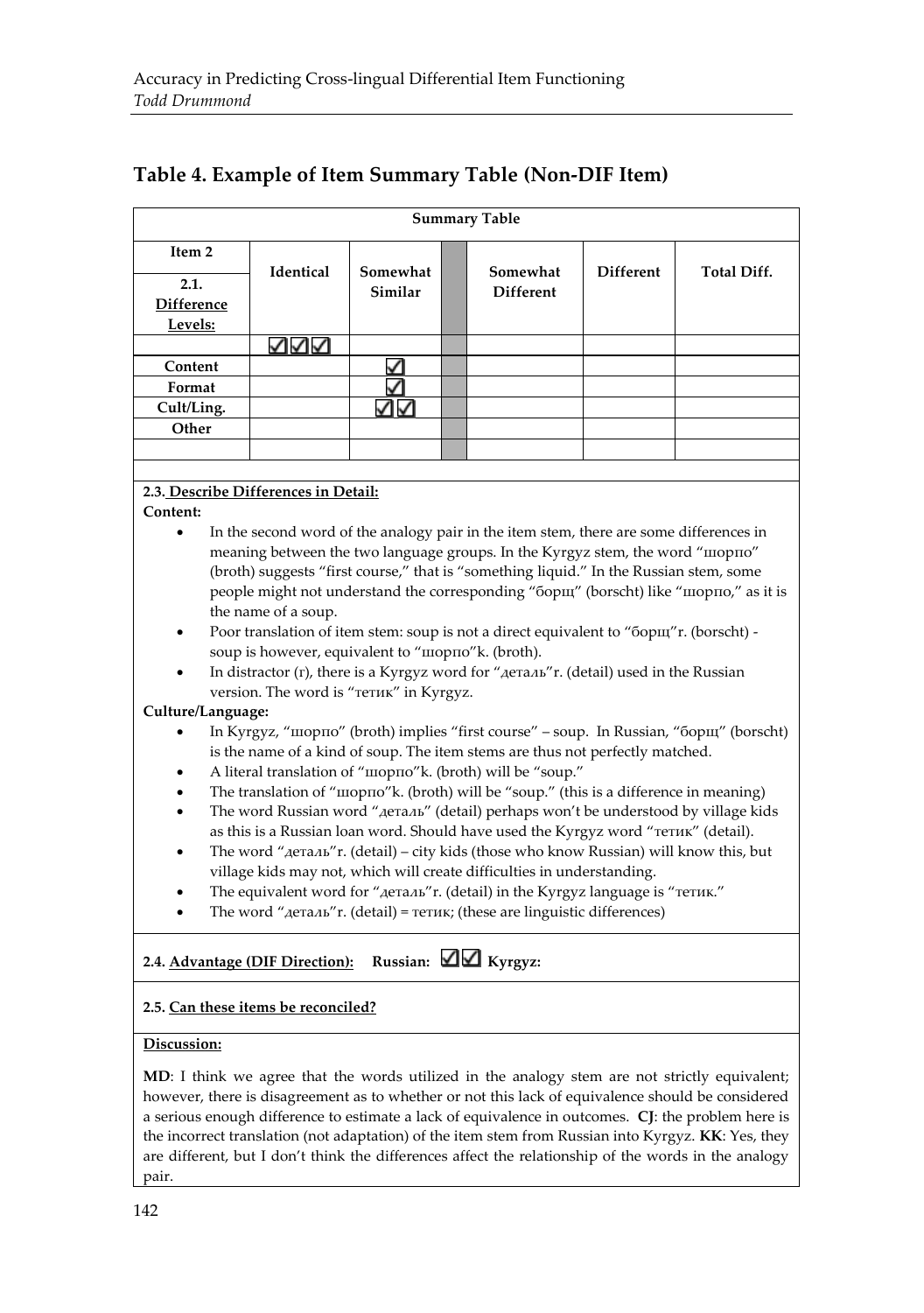## Table 4. Example of Item Summary Table (Non-DIF Item)

| Summary Table | | | | | | |
|---|---|---|---|---|---|---|
| Item 2<br>2.1. Difference Levels: | Identical | Somewhat Similar | | Somewhat Different | Different | Total Diff. |
| | ☑☑☑ | | | | | |
| Content | | ☑ | | | | |
| Format | | ☑ | | | | |
| Cult/Ling. | | ☑☑ | | | | |
| Other | | | | | | |
| | | | | | | |

**2.3. Describe Differences in Detail:**

**Content:**

- In the second word of the analogy pair in the item stem, there are some differences in meaning between the two language groups. In the Kyrgyz stem, the word "шорпо" (broth) suggests "first course," that is "something liquid." In the Russian stem, some people might not understand the corresponding "борщ" (borscht) like "шорпо," as it is the name of a soup.
- Poor translation of item stem: soup is not a direct equivalent to "борщ"r. (borscht) - soup is however, equivalent to "шорпо"k. (broth).
- In distractor (г), there is a Kyrgyz word for "деталь"r. (detail) used in the Russian version. The word is "тетик" in Kyrgyz.

**Culture/Language:**

- In Kyrgyz, "шорпо" (broth) implies "first course" – soup. In Russian, "борщ" (borscht) is the name of a kind of soup. The item stems are thus not perfectly matched.
- A literal translation of "шорпо"k. (broth) will be "soup."
- The translation of "шорпо"k. (broth) will be "soup." (this is a difference in meaning)
- The word Russian word "деталь" (detail) perhaps won't be understood by village kids as this is a Russian loan word. Should have used the Kyrgyz word "тетик" (detail).
- The word "деталь"r. (detail) – city kids (those who know Russian) will know this, but village kids may not, which will create difficulties in understanding.
- The equivalent word for "деталь"r. (detail) in the Kyrgyz language is "тетик."
- The word "деталь"r. (detail) = тетик; (these are linguistic differences)

**2.4. Advantage (DIF Direction):** **Russian:** ☑☑ **Kyrgyz:**

**2.5. Can these items be reconciled?**

**Discussion:**

**MD**: I think we agree that the words utilized in the analogy stem are not strictly equivalent; however, there is disagreement as to whether or not this lack of equivalence should be considered a serious enough difference to estimate a lack of equivalence in outcomes. **CJ**: the problem here is the incorrect translation (not adaptation) of the item stem from Russian into Kyrgyz. **KK**: Yes, they are different, but I don't think the differences affect the relationship of the words in the analogy pair.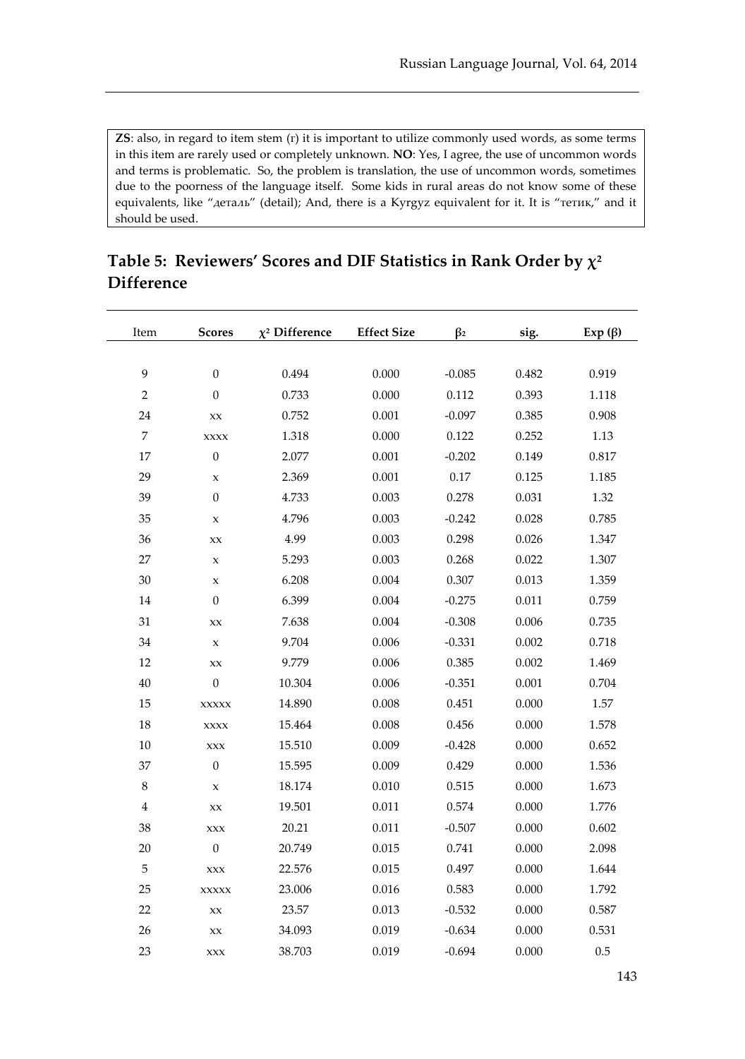**ZS**: also, in regard to item stem (г) it is important to utilize commonly used words, as some terms in this item are rarely used or completely unknown. **NO**: Yes, I agree, the use of uncommon words and terms is problematic. So, the problem is translation, the use of uncommon words, sometimes due to the poorness of the language itself. Some kids in rural areas do not know some of these equivalents, like "деталь" (detail); And, there is a Kyrgyz equivalent for it. It is "тетик," and it should be used.

## Table 5: Reviewers' Scores and DIF Statistics in Rank Order by $\chi^2$ Difference

| Item | Scores | $\chi^2$ Difference | Effect Size | $\beta_2$ | sig. | Exp ($\beta$) |
|---|---|---|---|---|---|---|
| 9 | 0 | 0.494 | 0.000 | -0.085 | 0.482 | 0.919 |
| 2 | 0 | 0.733 | 0.000 | 0.112 | 0.393 | 1.118 |
| 24 | xx | 0.752 | 0.001 | -0.097 | 0.385 | 0.908 |
| 7 | xxxx | 1.318 | 0.000 | 0.122 | 0.252 | 1.13 |
| 17 | 0 | 2.077 | 0.001 | -0.202 | 0.149 | 0.817 |
| 29 | x | 2.369 | 0.001 | 0.17 | 0.125 | 1.185 |
| 39 | 0 | 4.733 | 0.003 | 0.278 | 0.031 | 1.32 |
| 35 | x | 4.796 | 0.003 | -0.242 | 0.028 | 0.785 |
| 36 | xx | 4.99 | 0.003 | 0.298 | 0.026 | 1.347 |
| 27 | x | 5.293 | 0.003 | 0.268 | 0.022 | 1.307 |
| 30 | x | 6.208 | 0.004 | 0.307 | 0.013 | 1.359 |
| 14 | 0 | 6.399 | 0.004 | -0.275 | 0.011 | 0.759 |
| 31 | xx | 7.638 | 0.004 | -0.308 | 0.006 | 0.735 |
| 34 | x | 9.704 | 0.006 | -0.331 | 0.002 | 0.718 |
| 12 | xx | 9.779 | 0.006 | 0.385 | 0.002 | 1.469 |
| 40 | 0 | 10.304 | 0.006 | -0.351 | 0.001 | 0.704 |
| 15 | xxxxx | 14.890 | 0.008 | 0.451 | 0.000 | 1.57 |
| 18 | xxxx | 15.464 | 0.008 | 0.456 | 0.000 | 1.578 |
| 10 | xxx | 15.510 | 0.009 | -0.428 | 0.000 | 0.652 |
| 37 | 0 | 15.595 | 0.009 | 0.429 | 0.000 | 1.536 |
| 8 | x | 18.174 | 0.010 | 0.515 | 0.000 | 1.673 |
| 4 | xx | 19.501 | 0.011 | 0.574 | 0.000 | 1.776 |
| 38 | xxx | 20.21 | 0.011 | -0.507 | 0.000 | 0.602 |
| 20 | 0 | 20.749 | 0.015 | 0.741 | 0.000 | 2.098 |
| 5 | xxx | 22.576 | 0.015 | 0.497 | 0.000 | 1.644 |
| 25 | xxxxx | 23.006 | 0.016 | 0.583 | 0.000 | 1.792 |
| 22 | xx | 23.57 | 0.013 | -0.532 | 0.000 | 0.587 |
| 26 | xx | 34.093 | 0.019 | -0.634 | 0.000 | 0.531 |
| 23 | xxx | 38.703 | 0.019 | -0.694 | 0.000 | 0.5 |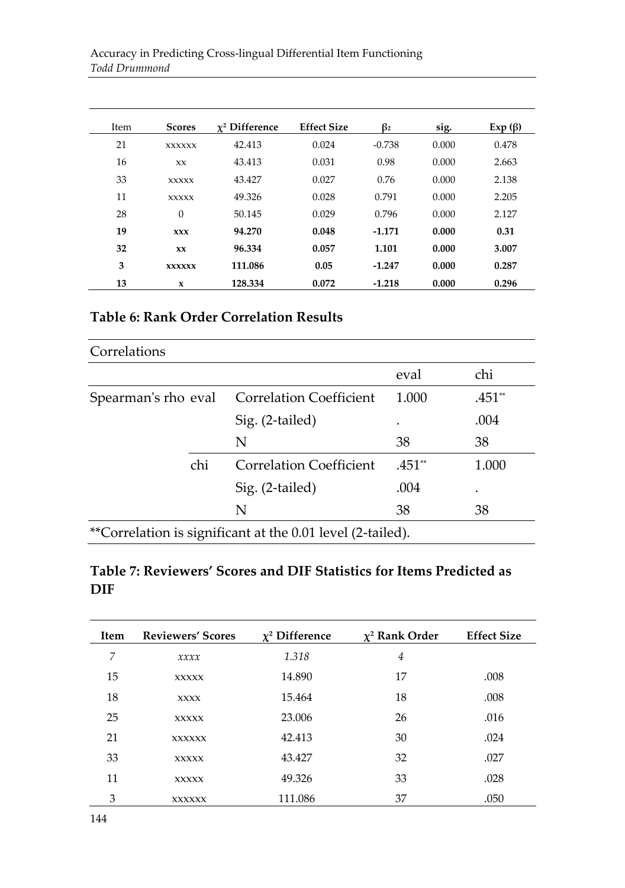| Item | Scores | $\chi^2$ Difference | Effect Size | $\beta_2$ | sig. | Exp ($\beta$) |
|---|---|---|---|---|---|---|
| 21 | xxxxxx | 42.413 | 0.024 | -0.738 | 0.000 | 0.478 |
| 16 | xx | 43.413 | 0.031 | 0.98 | 0.000 | 2.663 |
| 33 | xxxxx | 43.427 | 0.027 | 0.76 | 0.000 | 2.138 |
| 11 | xxxxx | 49.326 | 0.028 | 0.791 | 0.000 | 2.205 |
| 28 | 0 | 50.145 | 0.029 | 0.796 | 0.000 | 2.127 |
| **19** | **xxx** | **94.270** | **0.048** | **-1.171** | **0.000** | **0.31** |
| **32** | **xx** | **96.334** | **0.057** | **1.101** | **0.000** | **3.007** |
| **3** | **xxxxxx** | **111.086** | **0.05** | **-1.247** | **0.000** | **0.287** |
| **13** | **x** | **128.334** | **0.072** | **-1.218** | **0.000** | **0.296** |

### Table 6: Rank Order Correlation Results

Correlations

| | | | eval | chi |
|---|---|---|---|---|
| Spearman's rho | eval | Correlation Coefficient | 1.000 | .451** |
| | | Sig. (2-tailed) | . | .004 |
| | | N | 38 | 38 |
| | chi | Correlation Coefficient | .451** | 1.000 |
| | | Sig. (2-tailed) | .004 | . |
| | | N | 38 | 38 |

**Correlation is significant at the 0.01 level (2-tailed).

### Table 7: Reviewers' Scores and DIF Statistics for Items Predicted as DIF

| Item | Reviewers' Scores | $\chi^2$ Difference | $\chi^2$ Rank Order | Effect Size |
|---|---|---|---|---|
| *7* | *xxxx* | *1.318* | *4* | |
| 15 | xxxxx | 14.890 | 17 | .008 |
| 18 | xxxx | 15.464 | 18 | .008 |
| 25 | xxxxx | 23.006 | 26 | .016 |
| 21 | xxxxxx | 42.413 | 30 | .024 |
| 33 | xxxxx | 43.427 | 32 | .027 |
| 11 | xxxxx | 49.326 | 33 | .028 |
| 3 | xxxxxx | 111.086 | 37 | .050 |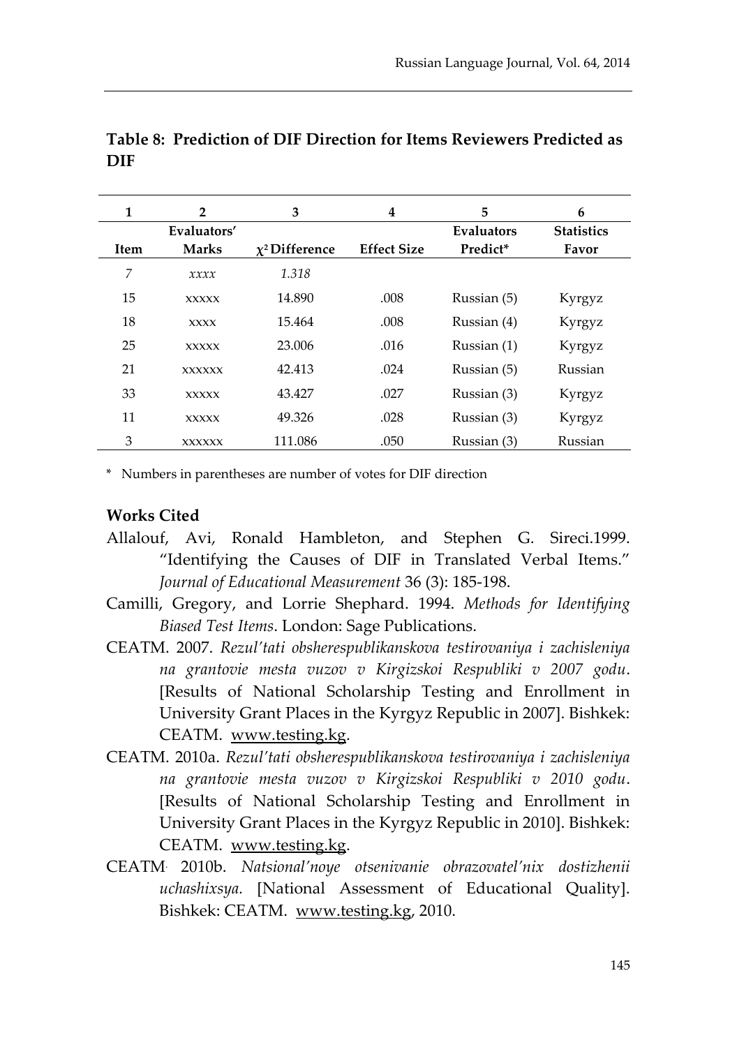**Table 8: Prediction of DIF Direction for Items Reviewers Predicted as DIF**

| 1 | 2 | 3 | 4 | 5 | 6 |
|---|---|---|---|---|---|
| Item | Evaluators' Marks | $\chi^2$ Difference | Effect Size | Evaluators Predict* | Statistics Favor |
| *7* | *xxxx* | *1.318* | | | |
| 15 | xxxxx | 14.890 | .008 | Russian (5) | Kyrgyz |
| 18 | xxxx | 15.464 | .008 | Russian (4) | Kyrgyz |
| 25 | xxxxx | 23.006 | .016 | Russian (1) | Kyrgyz |
| 21 | xxxxxx | 42.413 | .024 | Russian (5) | Russian |
| 33 | xxxxx | 43.427 | .027 | Russian (3) | Kyrgyz |
| 11 | xxxxx | 49.326 | .028 | Russian (3) | Kyrgyz |
| 3 | xxxxxx | 111.086 | .050 | Russian (3) | Russian |

\* Numbers in parentheses are number of votes for DIF direction

### Works Cited

Allalouf, Avi, Ronald Hambleton, and Stephen G. Sireci.1999. "Identifying the Causes of DIF in Translated Verbal Items." *Journal of Educational Measurement* 36 (3): 185-198.

Camilli, Gregory, and Lorrie Shephard. 1994. *Methods for Identifying Biased Test Items*. London: Sage Publications.

CEATM. 2007. *Rezul'tati obsherespublikanskova testirovaniya i zachisleniya na grantovie mesta vuzov v Kirgizskoi Respubliki v 2007 godu*. [Results of National Scholarship Testing and Enrollment in University Grant Places in the Kyrgyz Republic in 2007]. Bishkek: CEATM. www.testing.kg.

CEATM. 2010a. *Rezul'tati obsherespublikanskova testirovaniya i zachisleniya na grantovie mesta vuzov v Kirgizskoi Respubliki v 2010 godu*. [Results of National Scholarship Testing and Enrollment in University Grant Places in the Kyrgyz Republic in 2010]. Bishkek: CEATM. www.testing.kg.

CEATM. 2010b. *Natsional'noye otsenivanie obrazovatel'nix dostizhenii uchashixsya.* [National Assessment of Educational Quality]. Bishkek: CEATM. www.testing.kg, 2010.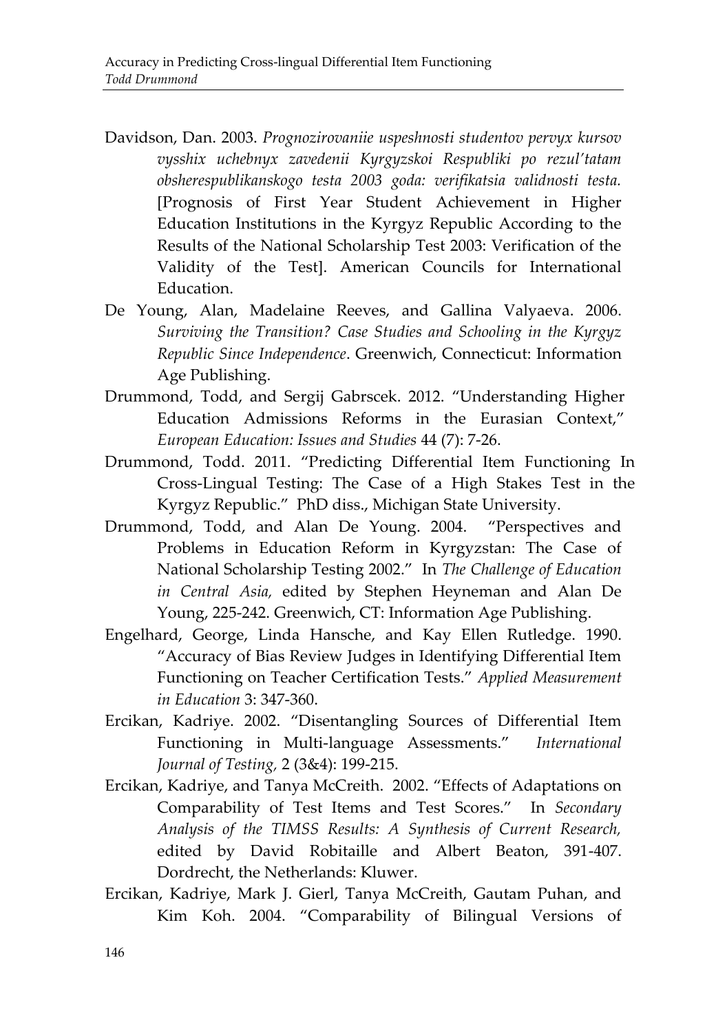Davidson, Dan. 2003. *Prognozirovaniie uspeshnosti studentov pervyx kursov vysshix uchebnyx zavedenii Kyrgyzskoi Respubliki po rezul'tatam obsherespublikanskogo testa 2003 goda: verifikatsia validnosti testa.* [Prognosis of First Year Student Achievement in Higher Education Institutions in the Kyrgyz Republic According to the Results of the National Scholarship Test 2003: Verification of the Validity of the Test]. American Councils for International Education.

De Young, Alan, Madelaine Reeves, and Gallina Valyaeva. 2006. *Surviving the Transition? Case Studies and Schooling in the Kyrgyz Republic Since Independence*. Greenwich, Connecticut: Information Age Publishing.

Drummond, Todd, and Sergij Gabrscek. 2012. "Understanding Higher Education Admissions Reforms in the Eurasian Context," *European Education: Issues and Studies* 44 (7): 7-26.

Drummond, Todd. 2011. "Predicting Differential Item Functioning In Cross-Lingual Testing: The Case of a High Stakes Test in the Kyrgyz Republic." PhD diss., Michigan State University.

Drummond, Todd, and Alan De Young. 2004. "Perspectives and Problems in Education Reform in Kyrgyzstan: The Case of National Scholarship Testing 2002." In *The Challenge of Education in Central Asia,* edited by Stephen Heyneman and Alan De Young, 225-242. Greenwich, CT: Information Age Publishing.

Engelhard, George, Linda Hansche, and Kay Ellen Rutledge. 1990. "Accuracy of Bias Review Judges in Identifying Differential Item Functioning on Teacher Certification Tests." *Applied Measurement in Education* 3: 347-360.

Ercikan, Kadriye. 2002. "Disentangling Sources of Differential Item Functioning in Multi-language Assessments." *International Journal of Testing,* 2 (3&4): 199-215.

Ercikan, Kadriye, and Tanya McCreith. 2002. "Effects of Adaptations on Comparability of Test Items and Test Scores." In *Secondary Analysis of the TIMSS Results: A Synthesis of Current Research,* edited by David Robitaille and Albert Beaton, 391-407. Dordrecht, the Netherlands: Kluwer.

Ercikan, Kadriye, Mark J. Gierl, Tanya McCreith, Gautam Puhan, and Kim Koh. 2004. "Comparability of Bilingual Versions of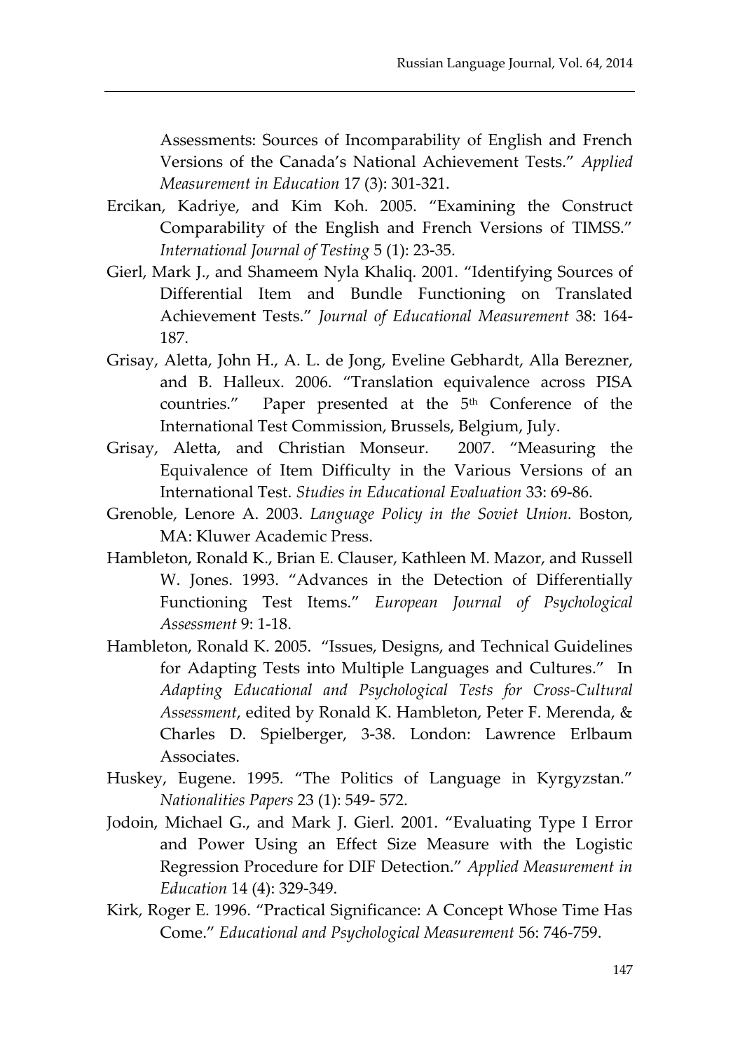Assessments: Sources of Incomparability of English and French Versions of the Canada's National Achievement Tests." *Applied Measurement in Education* 17 (3): 301-321.

Ercikan, Kadriye, and Kim Koh. 2005. "Examining the Construct Comparability of the English and French Versions of TIMSS." *International Journal of Testing* 5 (1): 23-35.

Gierl, Mark J., and Shameem Nyla Khaliq. 2001. "Identifying Sources of Differential Item and Bundle Functioning on Translated Achievement Tests." *Journal of Educational Measurement* 38: 164-187.

Grisay, Aletta, John H., A. L. de Jong, Eveline Gebhardt, Alla Berezner, and B. Halleux. 2006. "Translation equivalence across PISA countries." Paper presented at the 5th Conference of the International Test Commission, Brussels, Belgium, July.

Grisay, Aletta, and Christian Monseur. 2007. "Measuring the Equivalence of Item Difficulty in the Various Versions of an International Test. *Studies in Educational Evaluation* 33: 69-86.

Grenoble, Lenore A. 2003. *Language Policy in the Soviet Union.* Boston, MA: Kluwer Academic Press.

Hambleton, Ronald K., Brian E. Clauser, Kathleen M. Mazor, and Russell W. Jones. 1993. "Advances in the Detection of Differentially Functioning Test Items." *European Journal of Psychological Assessment* 9: 1-18.

Hambleton, Ronald K. 2005. "Issues, Designs, and Technical Guidelines for Adapting Tests into Multiple Languages and Cultures." In *Adapting Educational and Psychological Tests for Cross-Cultural Assessment*, edited by Ronald K. Hambleton, Peter F. Merenda, & Charles D. Spielberger, 3-38. London: Lawrence Erlbaum Associates.

Huskey, Eugene. 1995. "The Politics of Language in Kyrgyzstan." *Nationalities Papers* 23 (1): 549- 572.

Jodoin, Michael G., and Mark J. Gierl. 2001. "Evaluating Type I Error and Power Using an Effect Size Measure with the Logistic Regression Procedure for DIF Detection." *Applied Measurement in Education* 14 (4): 329-349.

Kirk, Roger E. 1996. "Practical Significance: A Concept Whose Time Has Come." *Educational and Psychological Measurement* 56: 746-759.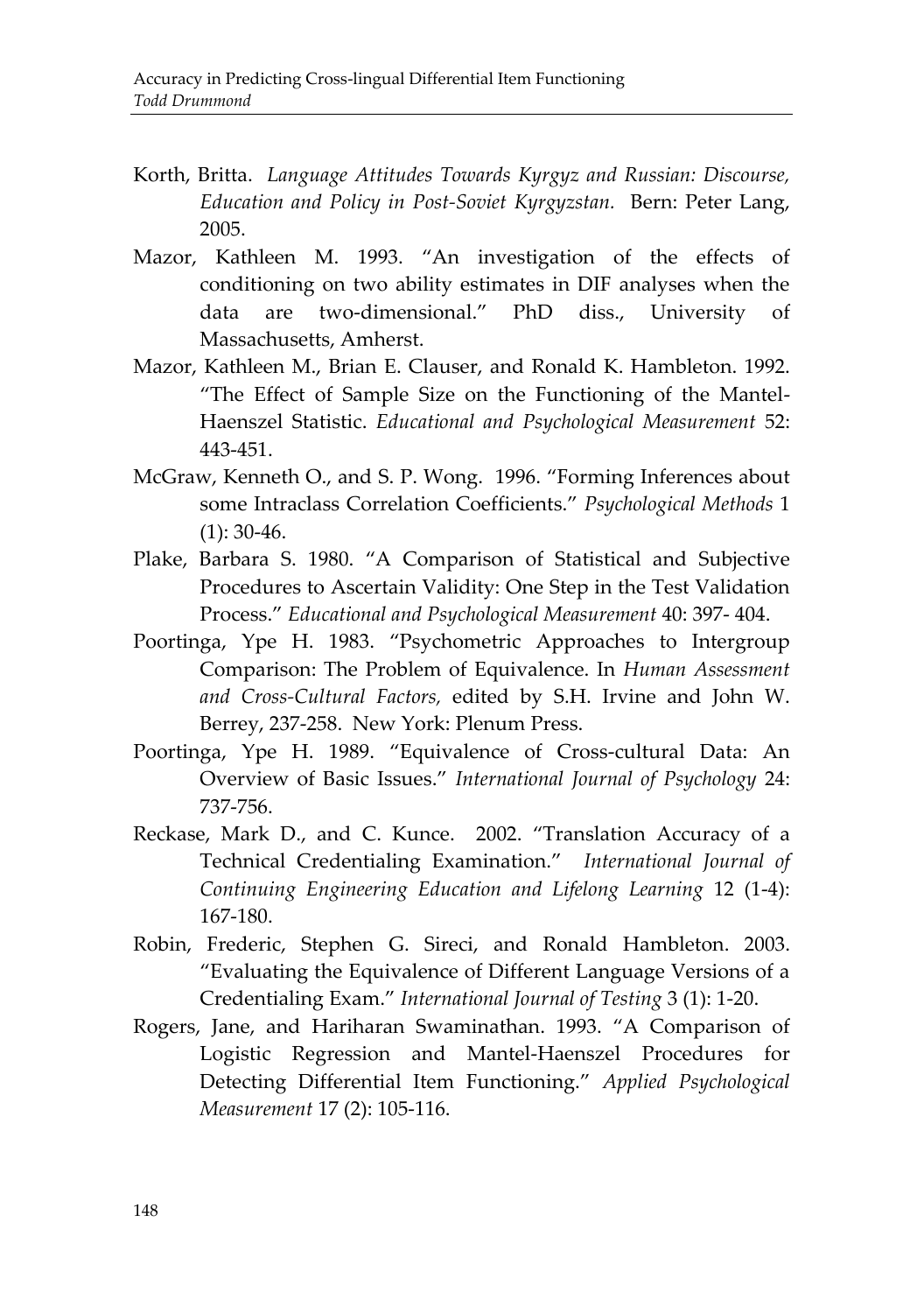Korth, Britta. *Language Attitudes Towards Kyrgyz and Russian: Discourse, Education and Policy in Post-Soviet Kyrgyzstan.* Bern: Peter Lang, 2005.

Mazor, Kathleen M. 1993. "An investigation of the effects of conditioning on two ability estimates in DIF analyses when the data are two-dimensional." PhD diss., University of Massachusetts, Amherst.

Mazor, Kathleen M., Brian E. Clauser, and Ronald K. Hambleton. 1992. "The Effect of Sample Size on the Functioning of the Mantel-Haenszel Statistic. *Educational and Psychological Measurement* 52: 443-451.

McGraw, Kenneth O., and S. P. Wong. 1996. "Forming Inferences about some Intraclass Correlation Coefficients." *Psychological Methods* 1 (1): 30-46.

Plake, Barbara S. 1980. "A Comparison of Statistical and Subjective Procedures to Ascertain Validity: One Step in the Test Validation Process." *Educational and Psychological Measurement* 40: 397- 404.

Poortinga, Ype H. 1983. "Psychometric Approaches to Intergroup Comparison: The Problem of Equivalence. In *Human Assessment and Cross-Cultural Factors,* edited by S.H. Irvine and John W. Berrey, 237-258. New York: Plenum Press.

Poortinga, Ype H. 1989. "Equivalence of Cross-cultural Data: An Overview of Basic Issues." *International Journal of Psychology* 24: 737-756.

Reckase, Mark D., and C. Kunce. 2002. "Translation Accuracy of a Technical Credentialing Examination." *International Journal of Continuing Engineering Education and Lifelong Learning* 12 (1-4): 167-180.

Robin, Frederic, Stephen G. Sireci, and Ronald Hambleton. 2003. "Evaluating the Equivalence of Different Language Versions of a Credentialing Exam." *International Journal of Testing* 3 (1): 1-20.

Rogers, Jane, and Hariharan Swaminathan. 1993. "A Comparison of Logistic Regression and Mantel-Haenszel Procedures for Detecting Differential Item Functioning." *Applied Psychological Measurement* 17 (2): 105-116.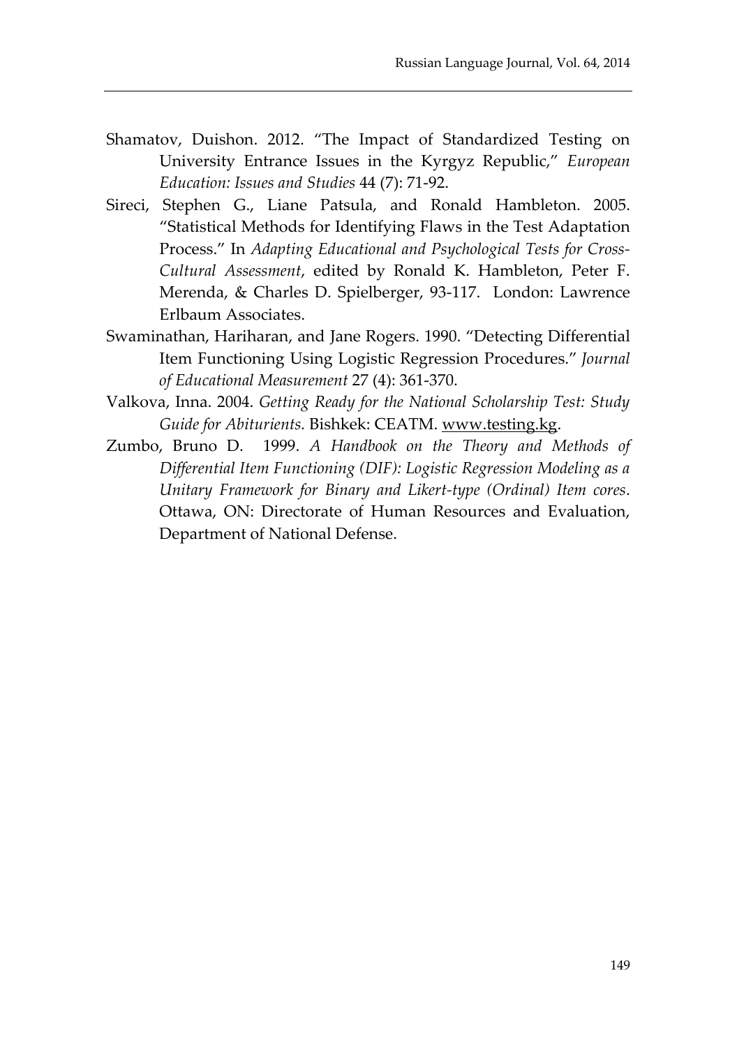Shamatov, Duishon. 2012. "The Impact of Standardized Testing on University Entrance Issues in the Kyrgyz Republic," *European Education: Issues and Studies* 44 (7): 71-92.

Sireci, Stephen G., Liane Patsula, and Ronald Hambleton. 2005. "Statistical Methods for Identifying Flaws in the Test Adaptation Process." In *Adapting Educational and Psychological Tests for Cross-Cultural Assessment*, edited by Ronald K. Hambleton, Peter F. Merenda, & Charles D. Spielberger, 93-117. London: Lawrence Erlbaum Associates.

Swaminathan, Hariharan, and Jane Rogers. 1990. "Detecting Differential Item Functioning Using Logistic Regression Procedures." *Journal of Educational Measurement* 27 (4): 361-370.

Valkova, Inna. 2004. *Getting Ready for the National Scholarship Test: Study Guide for Abiturients.* Bishkek: CEATM. www.testing.kg.

Zumbo, Bruno D. 1999. *A Handbook on the Theory and Methods of Differential Item Functioning (DIF): Logistic Regression Modeling as a Unitary Framework for Binary and Likert-type (Ordinal) Item cores*. Ottawa, ON: Directorate of Human Resources and Evaluation, Department of National Defense.